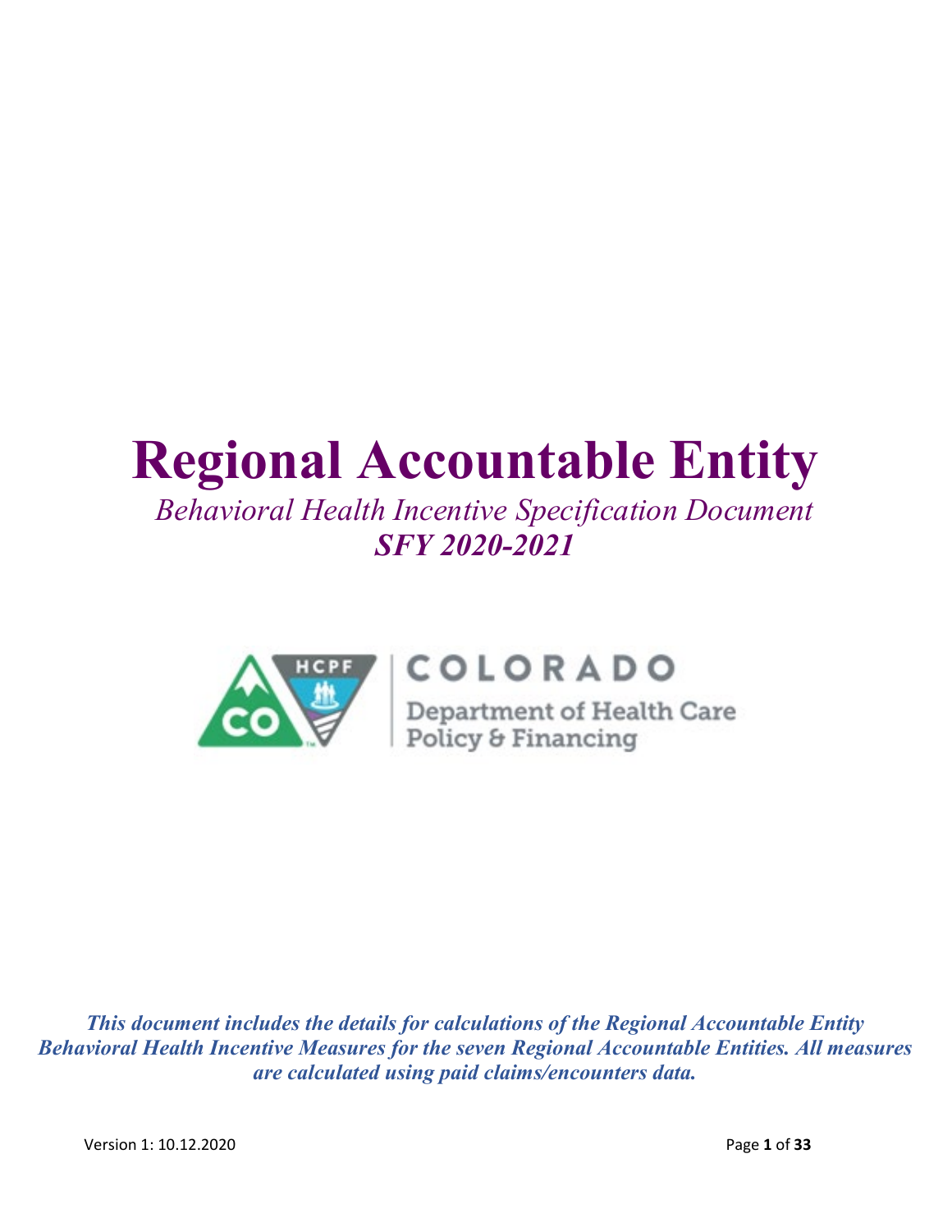# Regional Accountable Entity

*Behavioral Health Incentive Specification Document*

***SFY 2020-2021***

COLORADO

Department of Health Care Policy & Financing

***This document includes the details for calculations of the Regional Accountable Entity Behavioral Health Incentive Measures for the seven Regional Accountable Entities. All measures are calculated using paid claims/encounters data.***

Version 1: 10.12.2020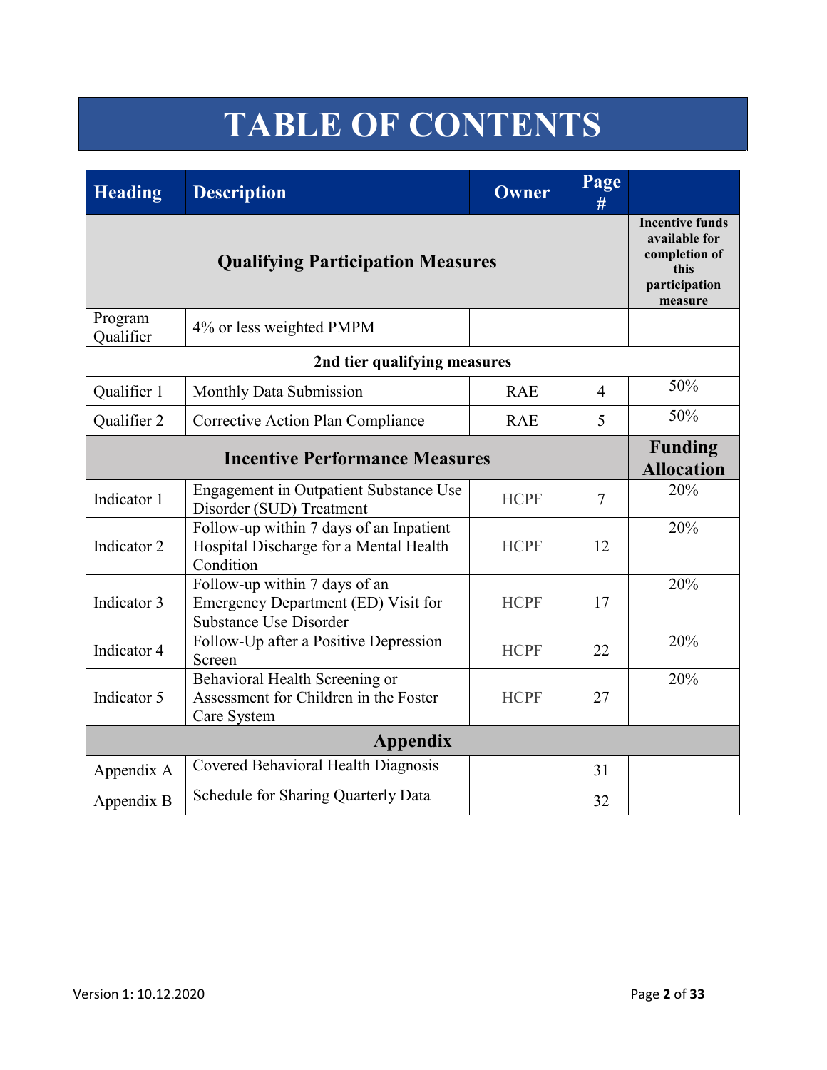# TABLE OF CONTENTS

| Heading | Description | Owner | Page # | |
|---|---|---|---|---|
| **Qualifying Participation Measures** | | | | **Incentive funds available for completion of this participation measure** |
| Program Qualifier | 4% or less weighted PMPM | | | |
| **2nd tier qualifying measures** | | | | |
| Qualifier 1 | Monthly Data Submission | RAE | 4 | 50% |
| Qualifier 2 | Corrective Action Plan Compliance | RAE | 5 | 50% |
| **Incentive Performance Measures** | | | | **Funding Allocation** |
| Indicator 1 | Engagement in Outpatient Substance Use Disorder (SUD) Treatment | HCPF | 7 | 20% |
| Indicator 2 | Follow-up within 7 days of an Inpatient Hospital Discharge for a Mental Health Condition | HCPF | 12 | 20% |
| Indicator 3 | Follow-up within 7 days of an Emergency Department (ED) Visit for Substance Use Disorder | HCPF | 17 | 20% |
| Indicator 4 | Follow-Up after a Positive Depression Screen | HCPF | 22 | 20% |
| Indicator 5 | Behavioral Health Screening or Assessment for Children in the Foster Care System | HCPF | 27 | 20% |
| **Appendix** | | | | |
| Appendix A | Covered Behavioral Health Diagnosis | | 31 | |
| Appendix B | Schedule for Sharing Quarterly Data | | 32 | |

Version 1: 10.12.2020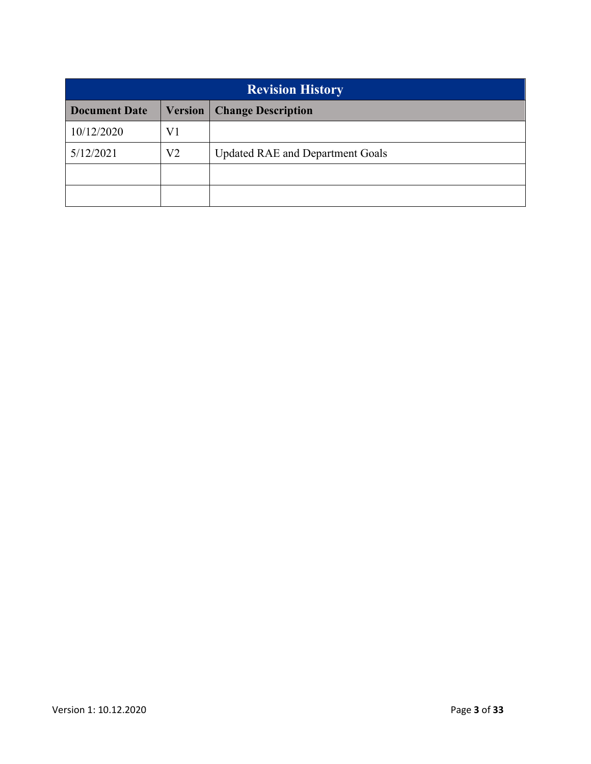| Revision History | | |
|---|---|---|
| **Document Date** | **Version** | **Change Description** |
| 10/12/2020 | V1 | |
| 5/12/2021 | V2 | Updated RAE and Department Goals |
| | | |
| | | |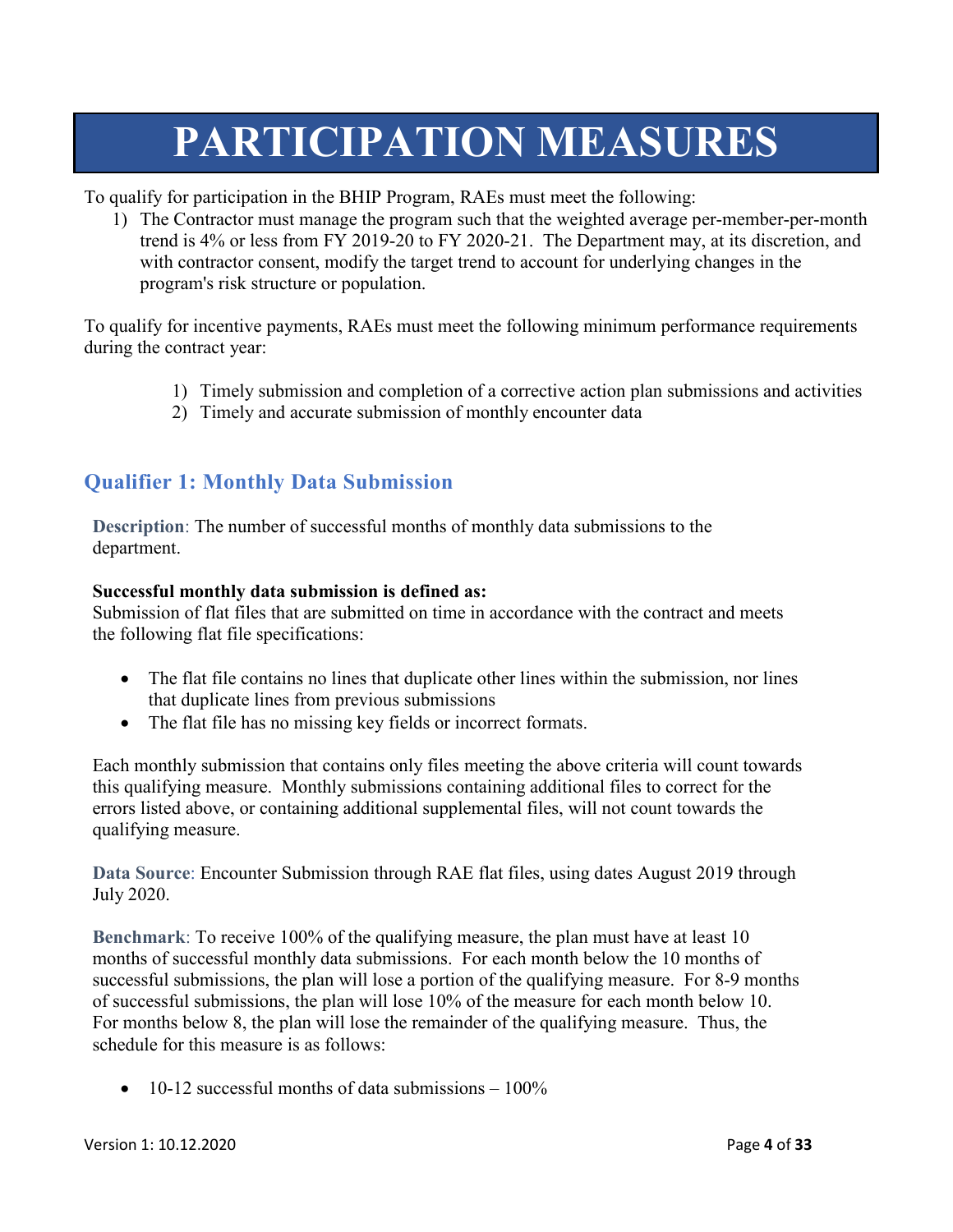# PARTICIPATION MEASURES

To qualify for participation in the BHIP Program, RAEs must meet the following:

1) The Contractor must manage the program such that the weighted average per-member-per-month trend is 4% or less from FY 2019-20 to FY 2020-21. The Department may, at its discretion, and with contractor consent, modify the target trend to account for underlying changes in the program's risk structure or population.

To qualify for incentive payments, RAEs must meet the following minimum performance requirements during the contract year:

1) Timely submission and completion of a corrective action plan submissions and activities
2) Timely and accurate submission of monthly encounter data

## Qualifier 1: Monthly Data Submission

**Description**: The number of successful months of monthly data submissions to the department.

**Successful monthly data submission is defined as:**
Submission of flat files that are submitted on time in accordance with the contract and meets the following flat file specifications:

- The flat file contains no lines that duplicate other lines within the submission, nor lines that duplicate lines from previous submissions
- The flat file has no missing key fields or incorrect formats.

Each monthly submission that contains only files meeting the above criteria will count towards this qualifying measure. Monthly submissions containing additional files to correct for the errors listed above, or containing additional supplemental files, will not count towards the qualifying measure.

**Data Source**: Encounter Submission through RAE flat files, using dates August 2019 through July 2020.

**Benchmark**: To receive 100% of the qualifying measure, the plan must have at least 10 months of successful monthly data submissions. For each month below the 10 months of successful submissions, the plan will lose a portion of the qualifying measure. For 8-9 months of successful submissions, the plan will lose 10% of the measure for each month below 10. For months below 8, the plan will lose the remainder of the qualifying measure. Thus, the schedule for this measure is as follows:

- 10-12 successful months of data submissions – 100%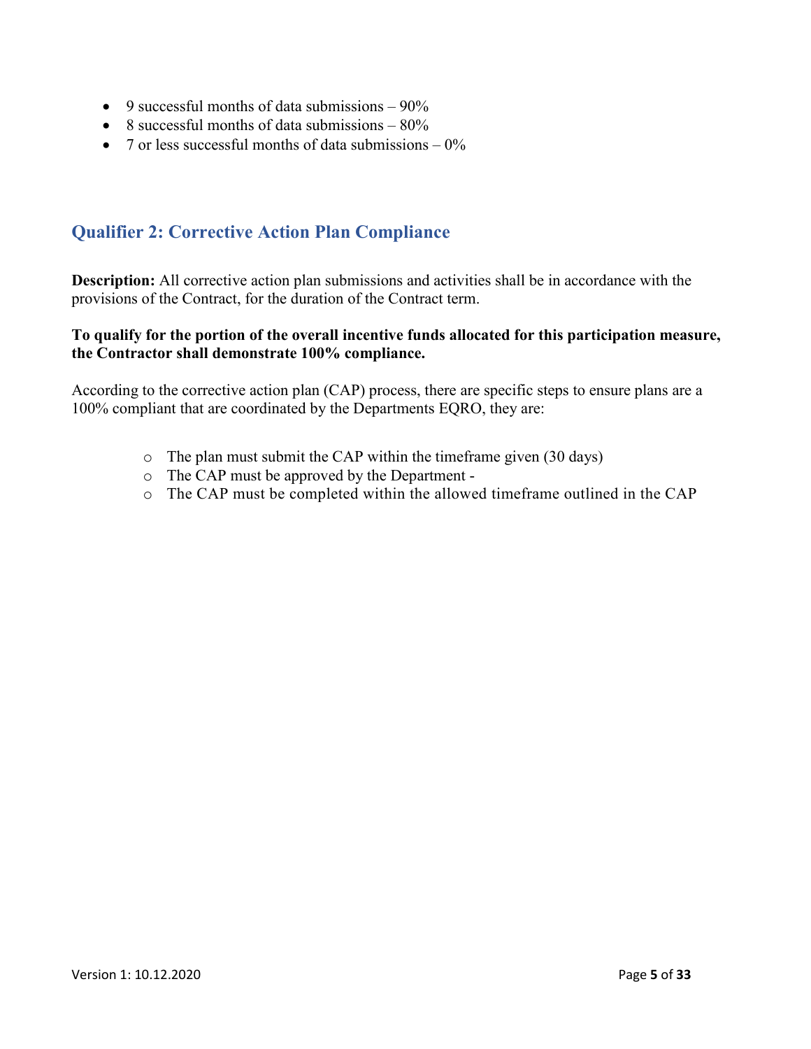- 9 successful months of data submissions – 90%
- 8 successful months of data submissions – 80%
- 7 or less successful months of data submissions – 0%

## Qualifier 2: Corrective Action Plan Compliance

**Description:** All corrective action plan submissions and activities shall be in accordance with the provisions of the Contract, for the duration of the Contract term.

**To qualify for the portion of the overall incentive funds allocated for this participation measure, the Contractor shall demonstrate 100% compliance.**

According to the corrective action plan (CAP) process, there are specific steps to ensure plans are a 100% compliant that are coordinated by the Departments EQRO, they are:

- The plan must submit the CAP within the timeframe given (30 days)
- The CAP must be approved by the Department -
- The CAP must be completed within the allowed timeframe outlined in the CAP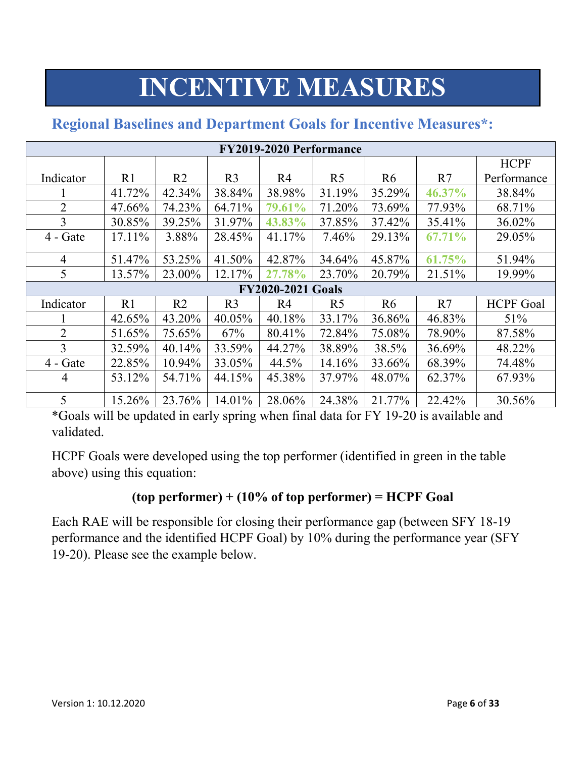# INCENTIVE MEASURES

## Regional Baselines and Department Goals for Incentive Measures*:

| FY2019-2020 Performance | | | | | | | | |
|---|---|---|---|---|---|---|---|---|
| Indicator | R1 | R2 | R3 | R4 | R5 | R6 | R7 | HCPF Performance |
| 1 | 41.72% | 42.34% | 38.84% | 38.98% | 31.19% | 35.29% | **46.37%** | 38.84% |
| 2 | 47.66% | 74.23% | 64.71% | **79.61%** | 71.20% | 73.69% | 77.93% | 68.71% |
| 3 | 30.85% | 39.25% | 31.97% | **43.83%** | 37.85% | 37.42% | 35.41% | 36.02% |
| 4 - Gate | 17.11% | 3.88% | 28.45% | 41.17% | 7.46% | 29.13% | **67.71%** | 29.05% |
| 4 | 51.47% | 53.25% | 41.50% | 42.87% | 34.64% | 45.87% | **61.75%** | 51.94% |
| 5 | 13.57% | 23.00% | 12.17% | **27.78%** | 23.70% | 20.79% | 21.51% | 19.99% |
| **FY2020-2021 Goals** | | | | | | | | |
| Indicator | R1 | R2 | R3 | R4 | R5 | R6 | R7 | HCPF Goal |
| 1 | 42.65% | 43.20% | 40.05% | 40.18% | 33.17% | 36.86% | 46.83% | 51% |
| 2 | 51.65% | 75.65% | 67% | 80.41% | 72.84% | 75.08% | 78.90% | 87.58% |
| 3 | 32.59% | 40.14% | 33.59% | 44.27% | 38.89% | 38.5% | 36.69% | 48.22% |
| 4 - Gate | 22.85% | 10.94% | 33.05% | 44.5% | 14.16% | 33.66% | 68.39% | 74.48% |
| 4 | 53.12% | 54.71% | 44.15% | 45.38% | 37.97% | 48.07% | 62.37% | 67.93% |
| 5 | 15.26% | 23.76% | 14.01% | 28.06% | 24.38% | 21.77% | 22.42% | 30.56% |

*Goals will be updated in early spring when final data for FY 19-20 is available and validated.

HCPF Goals were developed using the top performer (identified in green in the table above) using this equation:

**(top performer) + (10% of top performer) = HCPF Goal**

Each RAE will be responsible for closing their performance gap (between SFY 18-19 performance and the identified HCPF Goal) by 10% during the performance year (SFY 19-20). Please see the example below.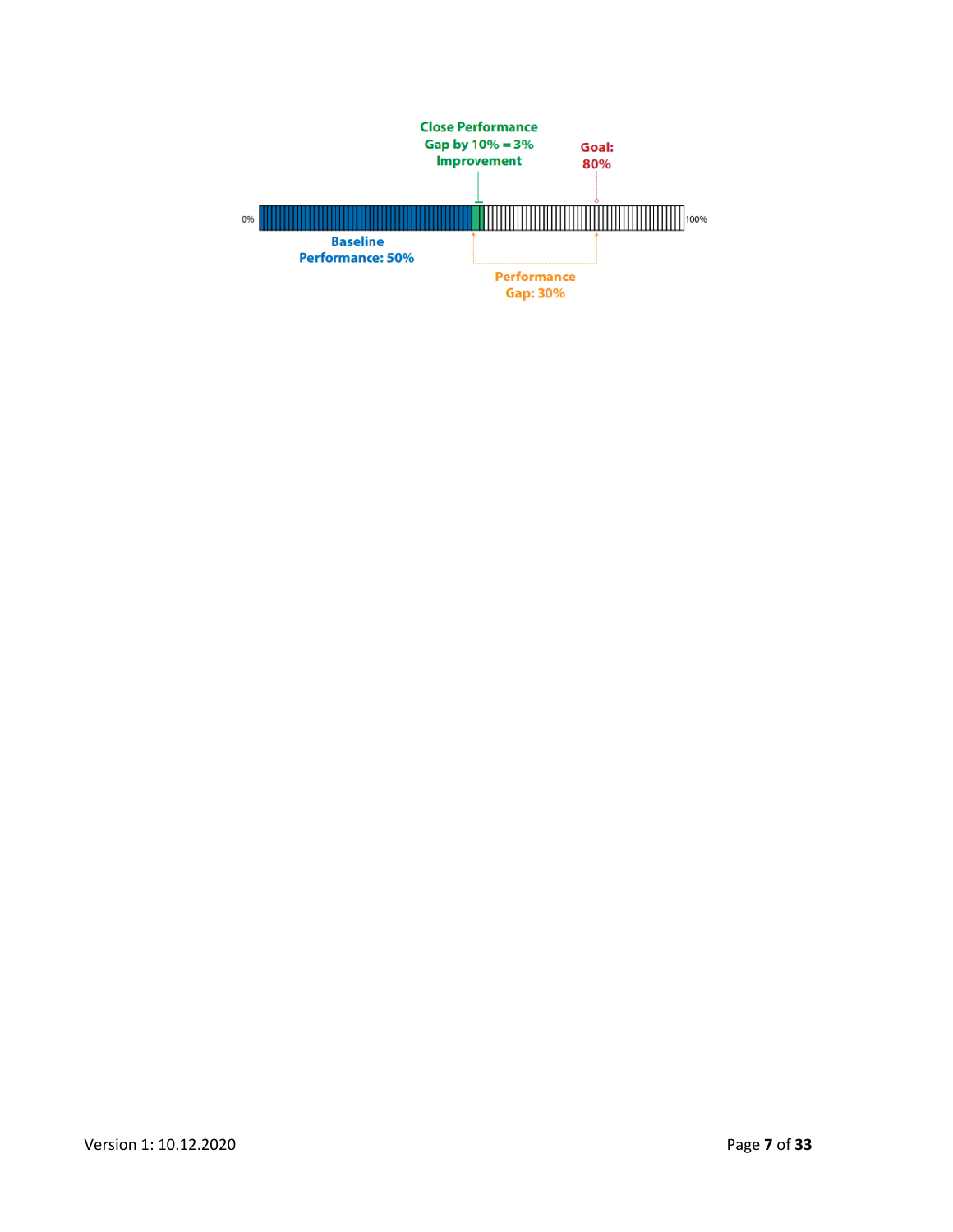Close Performance Gap by 10% = 3% Improvement

Goal: 80%

0%

100%

Baseline Performance: 50%

Performance Gap: 30%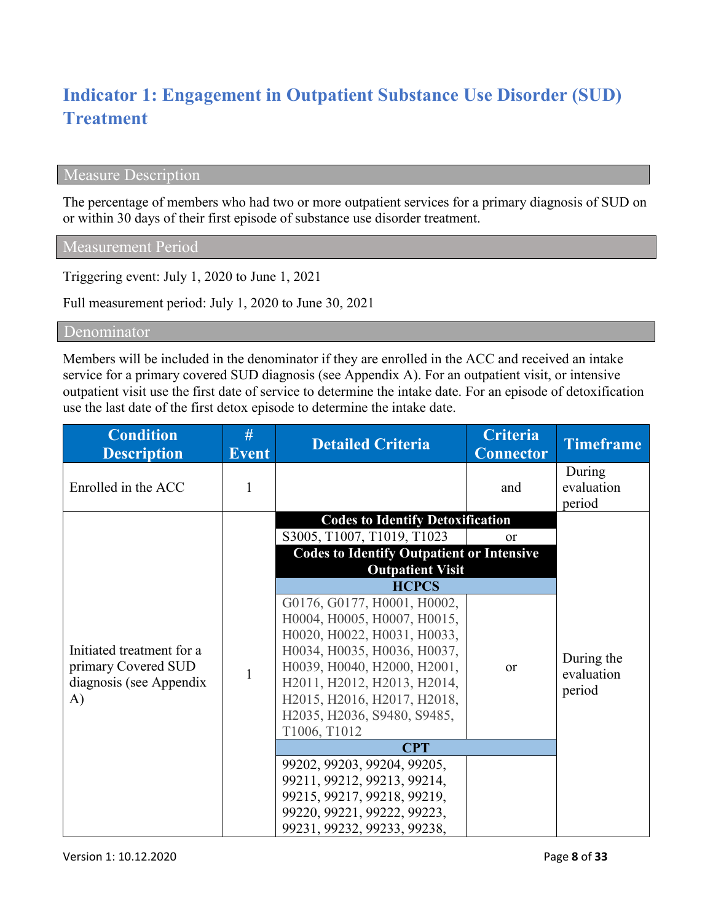# Indicator 1: Engagement in Outpatient Substance Use Disorder (SUD) Treatment

## Measure Description

The percentage of members who had two or more outpatient services for a primary diagnosis of SUD on or within 30 days of their first episode of substance use disorder treatment.

## Measurement Period

Triggering event: July 1, 2020 to June 1, 2021

Full measurement period: July 1, 2020 to June 30, 2021

## Denominator

Members will be included in the denominator if they are enrolled in the ACC and received an intake service for a primary covered SUD diagnosis (see Appendix A). For an outpatient visit, or intensive outpatient visit use the first date of service to determine the intake date. For an episode of detoxification use the last date of the first detox episode to determine the intake date.

| Condition Description | # Event | Detailed Criteria | Criteria Connector | Timeframe |
|---|---|---|---|---|
| Enrolled in the ACC | 1 | | and | During evaluation period |
| Initiated treatment for a primary Covered SUD diagnosis (see Appendix A) | 1 | **Codes to Identify Detoxification** | | During the evaluation period |
| | | S3005, T1007, T1019, T1023 | or | |
| | | **Codes to Identify Outpatient or Intensive Outpatient Visit** | | |
| | | **HCPCS** | | |
| | | G0176, G0177, H0001, H0002, H0004, H0005, H0007, H0015, H0020, H0022, H0031, H0033, H0034, H0035, H0036, H0037, H0039, H0040, H2000, H2001, H2011, H2012, H2013, H2014, H2015, H2016, H2017, H2018, H2035, H2036, S9480, S9485, T1006, T1012 | or | |
| | | **CPT** | | |
| | | 99202, 99203, 99204, 99205, 99211, 99212, 99213, 99214, 99215, 99217, 99218, 99219, 99220, 99221, 99222, 99223, 99231, 99232, 99233, 99238, | | |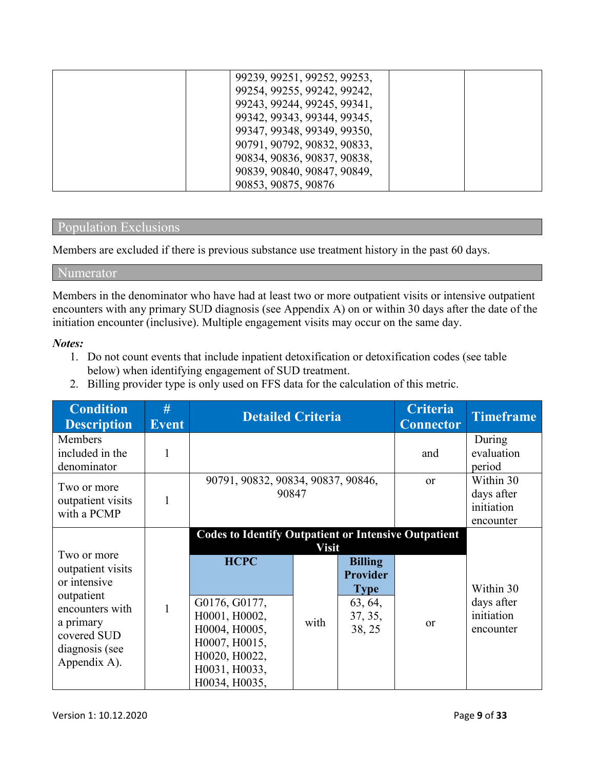| | | 99239, 99251, 99252, 99253, 99254, 99255, 99242, 99242, 99243, 99244, 99245, 99341, 99342, 99343, 99344, 99345, 99347, 99348, 99349, 99350, 90791, 90792, 90832, 90833, 90834, 90836, 90837, 90838, 90839, 90840, 90847, 90849, 90853, 90875, 90876 | | |
|---|---|---|---|---|

## Population Exclusions

Members are excluded if there is previous substance use treatment history in the past 60 days.

## Numerator

Members in the denominator who have had at least two or more outpatient visits or intensive outpatient encounters with any primary SUD diagnosis (see Appendix A) on or within 30 days after the date of the initiation encounter (inclusive). Multiple engagement visits may occur on the same day.

***Notes:***

1. Do not count events that include inpatient detoxification or detoxification codes (see table below) when identifying engagement of SUD treatment.
2. Billing provider type is only used on FFS data for the calculation of this metric.

| Condition Description | # Event | Detailed Criteria | | | Criteria Connector | Timeframe |
|---|---|---|---|---|---|---|
| Members included in the denominator | 1 | | | | and | During evaluation period |
| Two or more outpatient visits with a PCMP | 1 | 90791, 90832, 90834, 90837, 90846, 90847 | | | or | Within 30 days after initiation encounter |
| Two or more outpatient visits or intensive outpatient encounters with a primary covered SUD diagnosis (see Appendix A). | 1 | **Codes to Identify Outpatient or Intensive Outpatient Visit** | | | or | Within 30 days after initiation encounter |
| | | **HCPC** | | **Billing Provider Type** | | |
| | | G0176, G0177, H0001, H0002, H0004, H0005, H0007, H0015, H0020, H0022, H0031, H0033, H0034, H0035, | with | 63, 64, 37, 35, 38, 25 | | |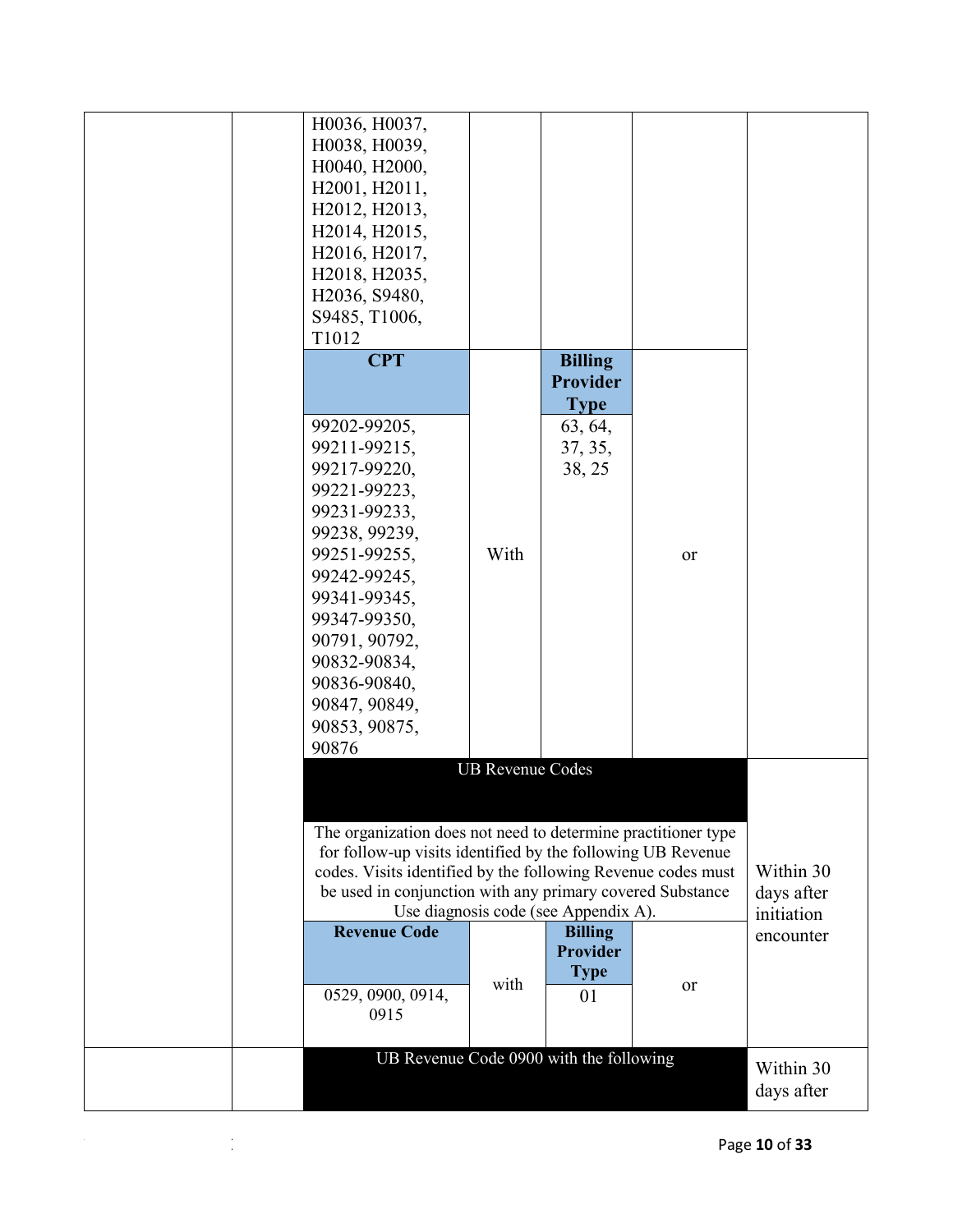| | | | | | | |
|---|---|---|---|---|---|---|
| | | H0036, H0037, H0038, H0039, H0040, H2000, H2001, H2011, H2012, H2013, H2014, H2015, H2016, H2017, H2018, H2035, H2036, S9480, S9485, T1006, T1012 | | | | |
| | | **CPT** | | **Billing Provider Type** | | |
| | | 99202-99205, 99211-99215, 99217-99220, 99221-99223, 99231-99233, 99238, 99239, 99251-99255, 99242-99245, 99341-99345, 99347-99350, 90791, 90792, 90832-90834, 90836-90840, 90847, 90849, 90853, 90875, 90876 | With | 63, 64, 37, 35, 38, 25 | or | |
| | | UB Revenue Codes | | | | Within 30 days after initiation encounter |
| | | The organization does not need to determine practitioner type for follow-up visits identified by the following UB Revenue codes. Visits identified by the following Revenue codes must be used in conjunction with any primary covered Substance Use diagnosis code (see Appendix A). | | | | |
| | | **Revenue Code** | | **Billing Provider Type** | | |
| | | 0529, 0900, 0914, 0915 | with | 01 | or | |
| | | UB Revenue Code 0900 with the following | | | | Within 30 days after |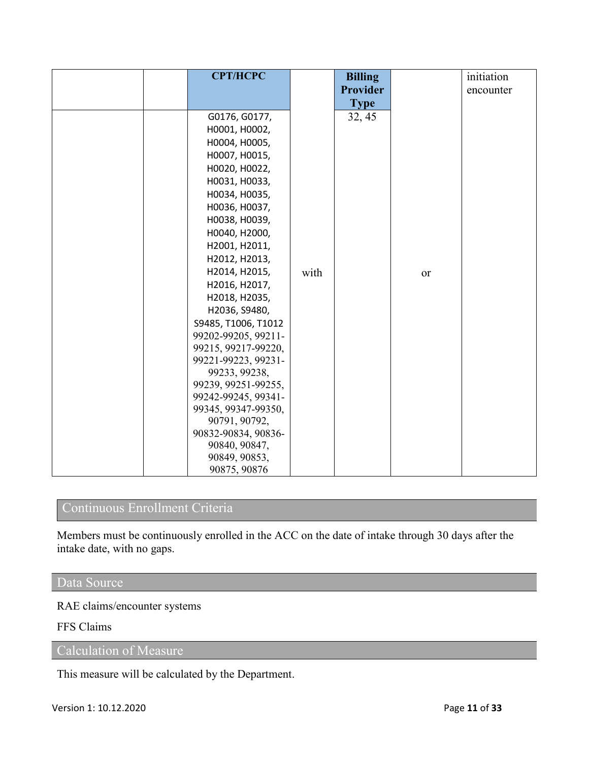| | | CPT/HCPC | | Billing Provider Type | | initiation encounter |
|---|---|---|---|---|---|---|
| | | G0176, G0177, H0001, H0002, H0004, H0005, H0007, H0015, H0020, H0022, H0031, H0033, H0034, H0035, H0036, H0037, H0038, H0039, H0040, H2000, H2001, H2011, H2012, H2013, H2014, H2015, H2016, H2017, H2018, H2035, H2036, S9480, S9485, T1006, T1012 99202-99205, 99211-99215, 99217-99220, 99221-99223, 99231-99233, 99238, 99239, 99251-99255, 99242-99245, 99341-99345, 99347-99350, 90791, 90792, 90832-90834, 90836-90840, 90847, 90849, 90853, 90875, 90876 | with | 32, 45 | or | |

## Continuous Enrollment Criteria

Members must be continuously enrolled in the ACC on the date of intake through 30 days after the intake date, with no gaps.

## Data Source

RAE claims/encounter systems

FFS Claims

## Calculation of Measure

This measure will be calculated by the Department.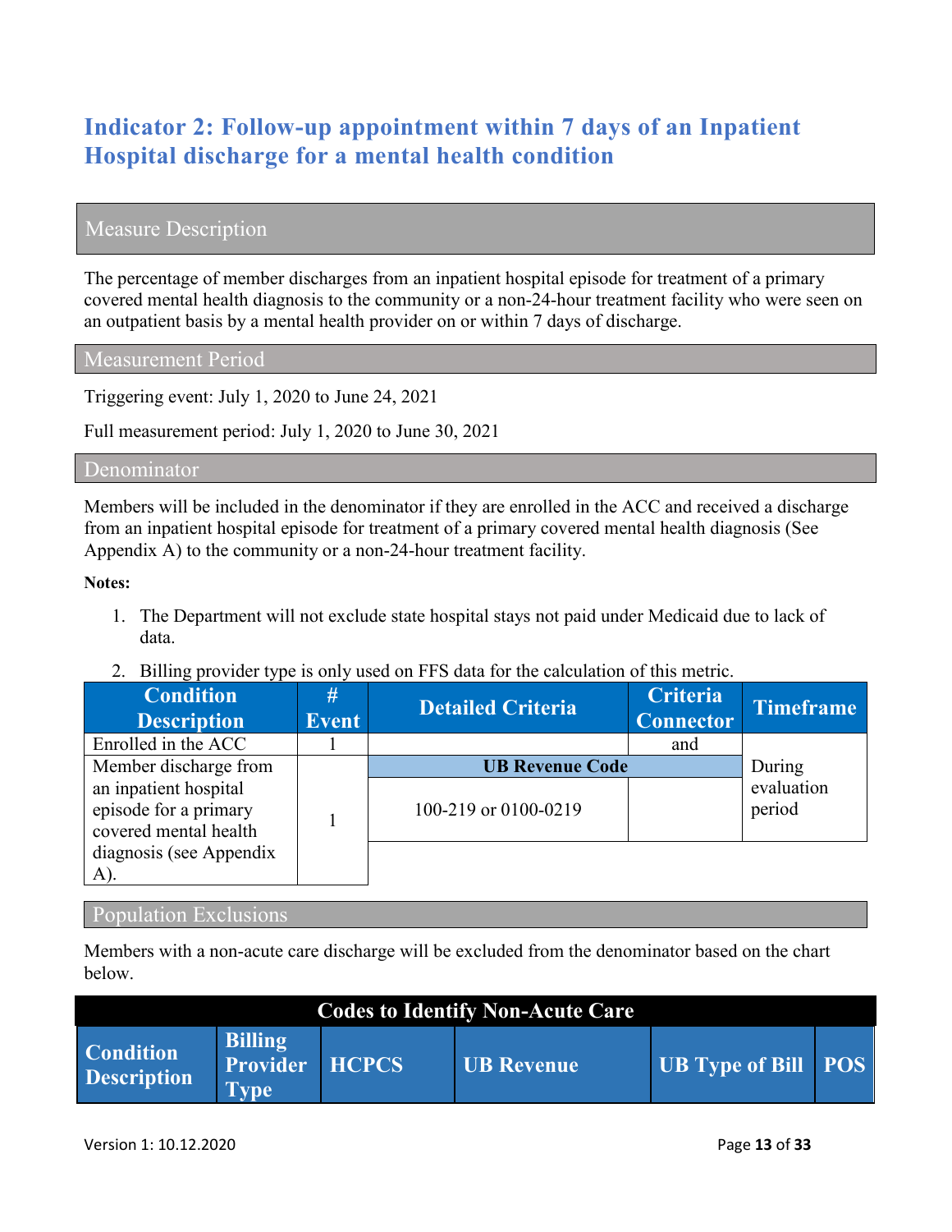## Indicator 2: Follow-up appointment within 7 days of an Inpatient Hospital discharge for a mental health condition

### Measure Description

The percentage of member discharges from an inpatient hospital episode for treatment of a primary covered mental health diagnosis to the community or a non-24-hour treatment facility who were seen on an outpatient basis by a mental health provider on or within 7 days of discharge.

### Measurement Period

Triggering event: July 1, 2020 to June 24, 2021

Full measurement period: July 1, 2020 to June 30, 2021

### Denominator

Members will be included in the denominator if they are enrolled in the ACC and received a discharge from an inpatient hospital episode for treatment of a primary covered mental health diagnosis (See Appendix A) to the community or a non-24-hour treatment facility.

**Notes:**

1. The Department will not exclude state hospital stays not paid under Medicaid due to lack of data.
2. Billing provider type is only used on FFS data for the calculation of this metric.

| Condition Description | # Event | Detailed Criteria | Criteria Connector | Timeframe |
|---|---|---|---|---|
| Enrolled in the ACC | 1 | | and | During evaluation period |
| Member discharge from an inpatient hospital episode for a primary covered mental health diagnosis (see Appendix A). | 1 | **UB Revenue Code** | | |
| | | 100-219 or 0100-0219 | | |

### Population Exclusions

Members with a non-acute care discharge will be excluded from the denominator based on the chart below.

| Codes to Identify Non-Acute Care | | | | | |
|---|---|---|---|---|---|
| **Condition Description** | **Billing Provider Type** | **HCPCS** | **UB Revenue** | **UB Type of Bill** | **POS** |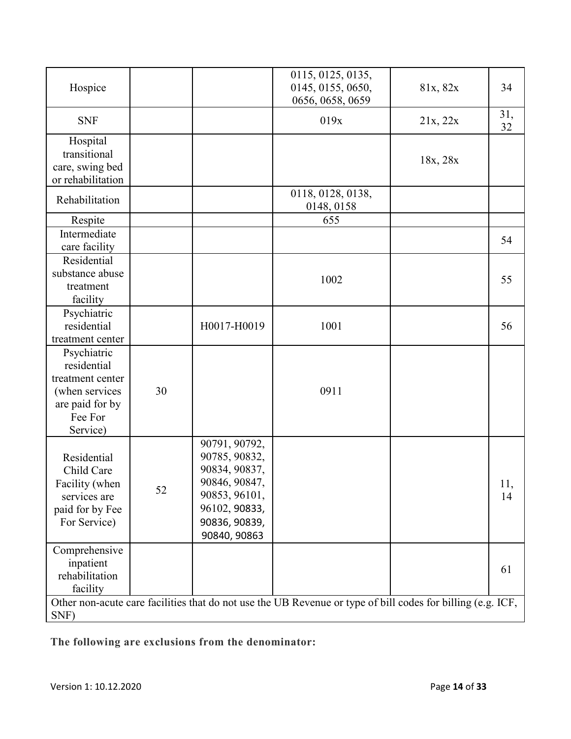| Hospice | | | 0115, 0125, 0135, 0145, 0155, 0650, 0656, 0658, 0659 | 81x, 82x | 34 |
|---|---|---|---|---|---|
| SNF | | | 019x | 21x, 22x | 31, 32 |
| Hospital transitional care, swing bed or rehabilitation | | | | 18x, 28x | |
| Rehabilitation | | | 0118, 0128, 0138, 0148, 0158 | | |
| Respite | | | 655 | | |
| Intermediate care facility | | | | | 54 |
| Residential substance abuse treatment facility | | | 1002 | | 55 |
| Psychiatric residential treatment center | | H0017-H0019 | 1001 | | 56 |
| Psychiatric residential treatment center (when services are paid for by Fee For Service) | 30 | | 0911 | | |
| Residential Child Care Facility (when services are paid for by Fee For Service) | 52 | 90791, 90792, 90785, 90832, 90834, 90837, 90846, 90847, 90853, 96101, 96102, 90833, 90836, 90839, 90840, 90863 | | | 11, 14 |
| Comprehensive inpatient rehabilitation facility | | | | | 61 |
| Other non-acute care facilities that do not use the UB Revenue or type of bill codes for billing (e.g. ICF, SNF) | | | | | |

**The following are exclusions from the denominator:**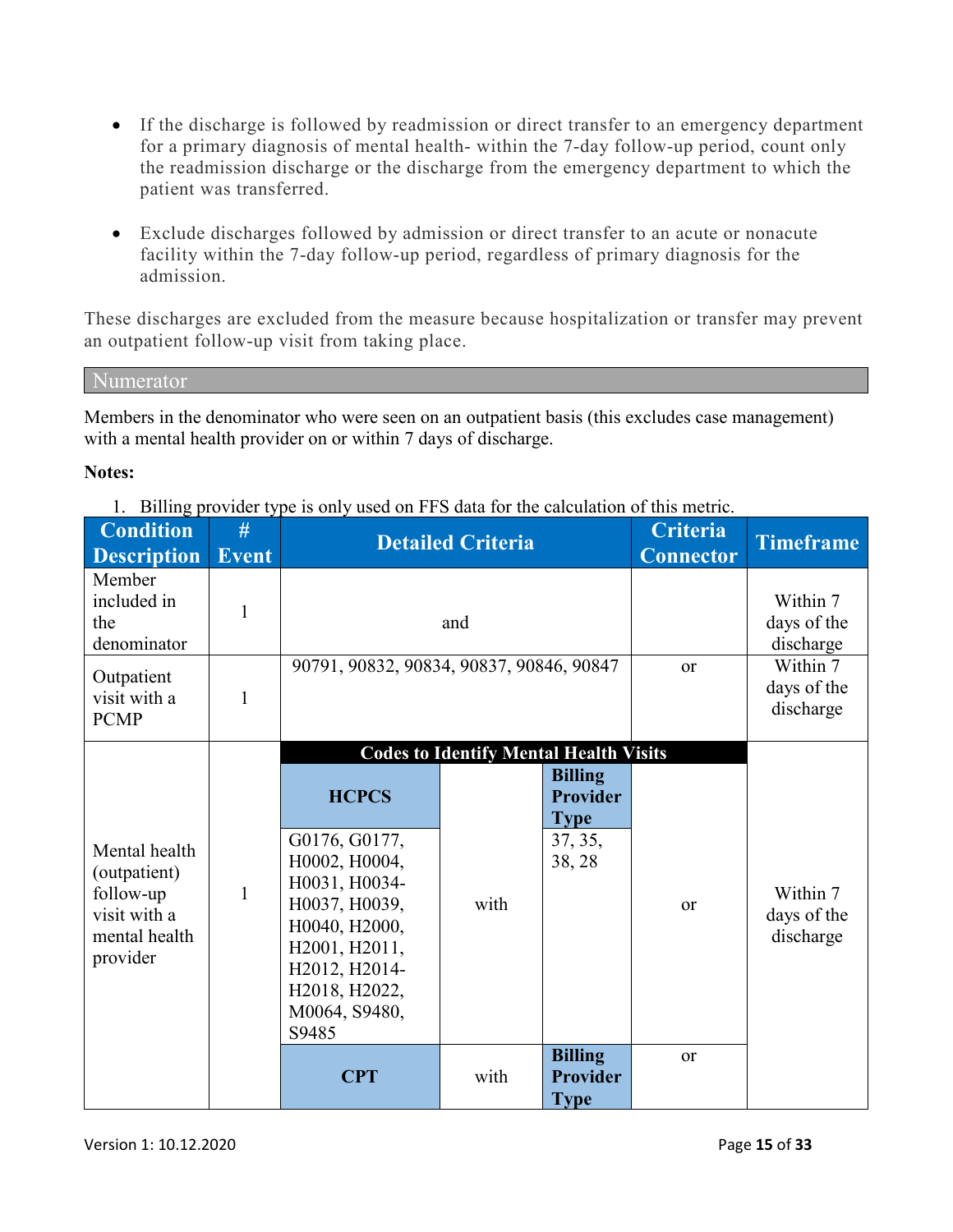- If the discharge is followed by readmission or direct transfer to an emergency department for a primary diagnosis of mental health- within the 7-day follow-up period, count only the readmission discharge or the discharge from the emergency department to which the patient was transferred.

- Exclude discharges followed by admission or direct transfer to an acute or nonacute facility within the 7-day follow-up period, regardless of primary diagnosis for the admission.

These discharges are excluded from the measure because hospitalization or transfer may prevent an outpatient follow-up visit from taking place.

## Numerator

Members in the denominator who were seen on an outpatient basis (this excludes case management) with a mental health provider on or within 7 days of discharge.

**Notes:**

1. Billing provider type is only used on FFS data for the calculation of this metric.

| Condition Description | # Event | Detailed Criteria | | | Criteria Connector | Timeframe |
|---|---|---|---|---|---|---|
| Member included in the denominator | 1 | and | | | | Within 7 days of the discharge |
| Outpatient visit with a PCMP | 1 | 90791, 90832, 90834, 90837, 90846, 90847 | | | or | Within 7 days of the discharge |
| Mental health (outpatient) follow-up visit with a mental health provider | 1 | **Codes to Identify Mental Health Visits** | | | | Within 7 days of the discharge |
| | | **HCPCS** | | **Billing Provider Type** | | |
| | | G0176, G0177, H0002, H0004, H0031, H0034-H0037, H0039, H0040, H2000, H2001, H2011, H2012, H2014-H2018, H2022, M0064, S9480, S9485 | with | 37, 35, 38, 28 | or | |
| | | **CPT** | with | **Billing Provider Type** | or | |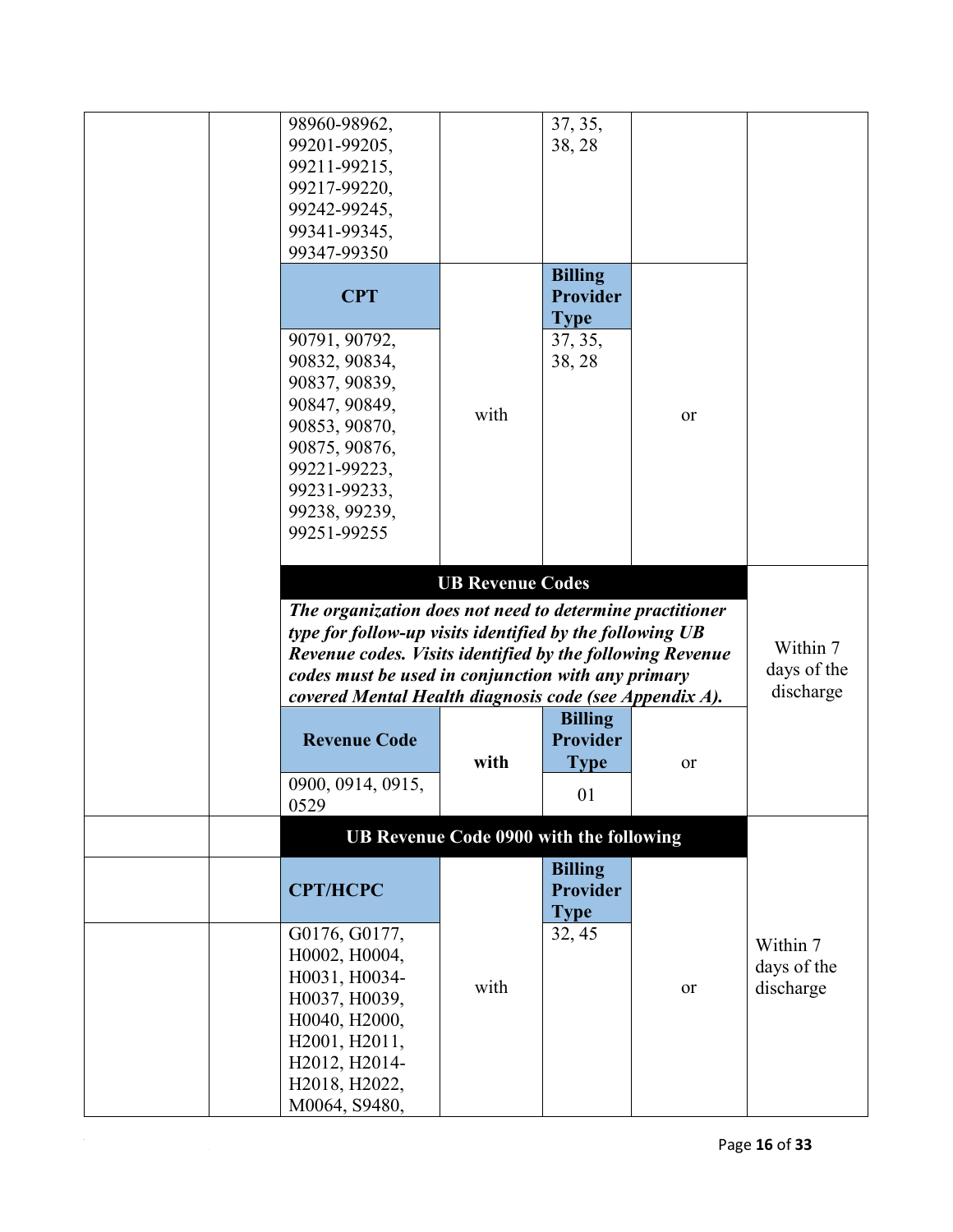| | | | | | | |
|---|---|---|---|---|---|---|
| | | 98960-98962, 99201-99205, 99211-99215, 99217-99220, 99242-99245, 99341-99345, 99347-99350 | | 37, 35, 38, 28 | | |
| | | **CPT** | | **Billing Provider Type** | | |
| | | 90791, 90792, 90832, 90834, 90837, 90839, 90847, 90849, 90853, 90870, 90875, 90876, 99221-99223, 99231-99233, 99238, 99239, 99251-99255 | with | 37, 35, 38, 28 | or | |
| | | **UB Revenue Codes** | | | | Within 7 days of the discharge |
| | | ***The organization does not need to determine practitioner type for follow-up visits identified by the following UB Revenue codes. Visits identified by the following Revenue codes must be used in conjunction with any primary covered Mental Health diagnosis code (see Appendix A).*** | | | | |
| | | **Revenue Code** | **with** | **Billing Provider Type** | or | |
| | | 0900, 0914, 0915, 0529 | | 01 | | |
| | | **UB Revenue Code 0900 with the following** | | | | Within 7 days of the discharge |
| | | **CPT/HCPC** | | **Billing Provider Type** | | |
| | | G0176, G0177, H0002, H0004, H0031, H0034-H0037, H0039, H0040, H2000, H2001, H2011, H2012, H2014-H2018, H2022, M0064, S9480, | with | 32, 45 | or | |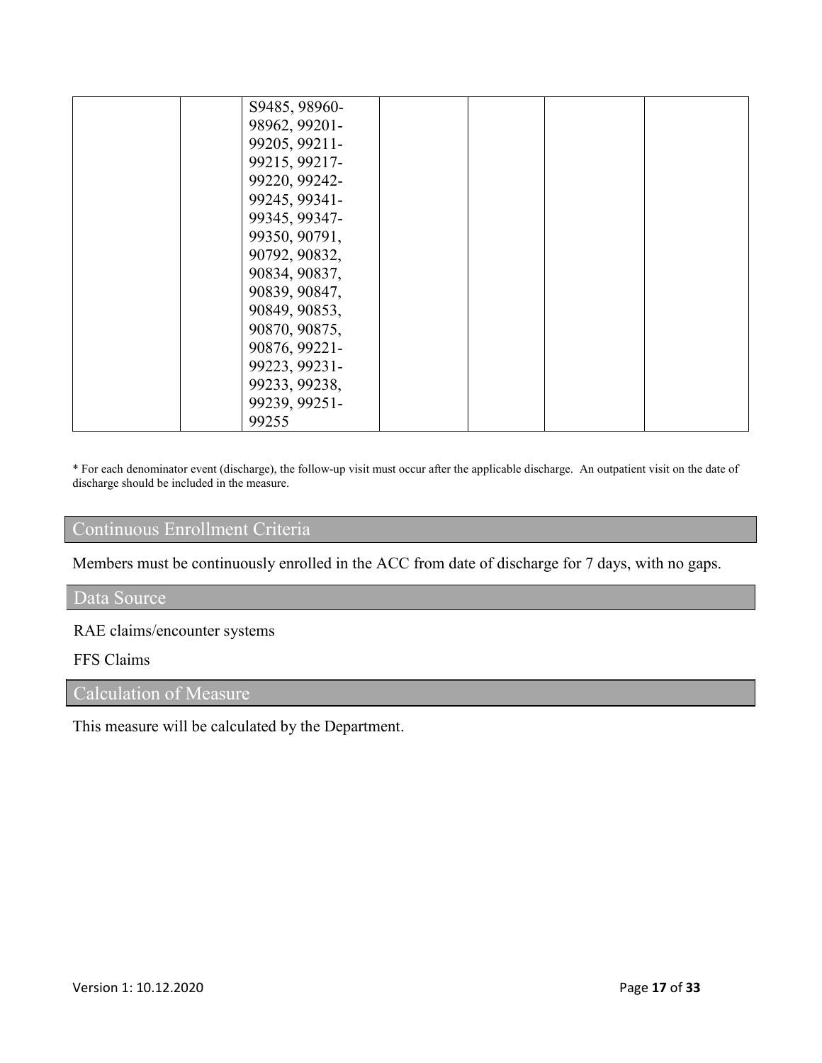| | | | | | | |
|---|---|---|---|---|---|---|
| | | S9485, 98960-98962, 99201-99205, 99211-99215, 99217-99220, 99242-99245, 99341-99345, 99347-99350, 90791, 90792, 90832, 90834, 90837, 90839, 90847, 90849, 90853, 90870, 90875, 90876, 99221-99223, 99231-99233, 99238, 99239, 99251-99255 | | | | |

\* For each denominator event (discharge), the follow-up visit must occur after the applicable discharge. An outpatient visit on the date of discharge should be included in the measure.

## Continuous Enrollment Criteria

Members must be continuously enrolled in the ACC from date of discharge for 7 days, with no gaps.

## Data Source

RAE claims/encounter systems

FFS Claims

## Calculation of Measure

This measure will be calculated by the Department.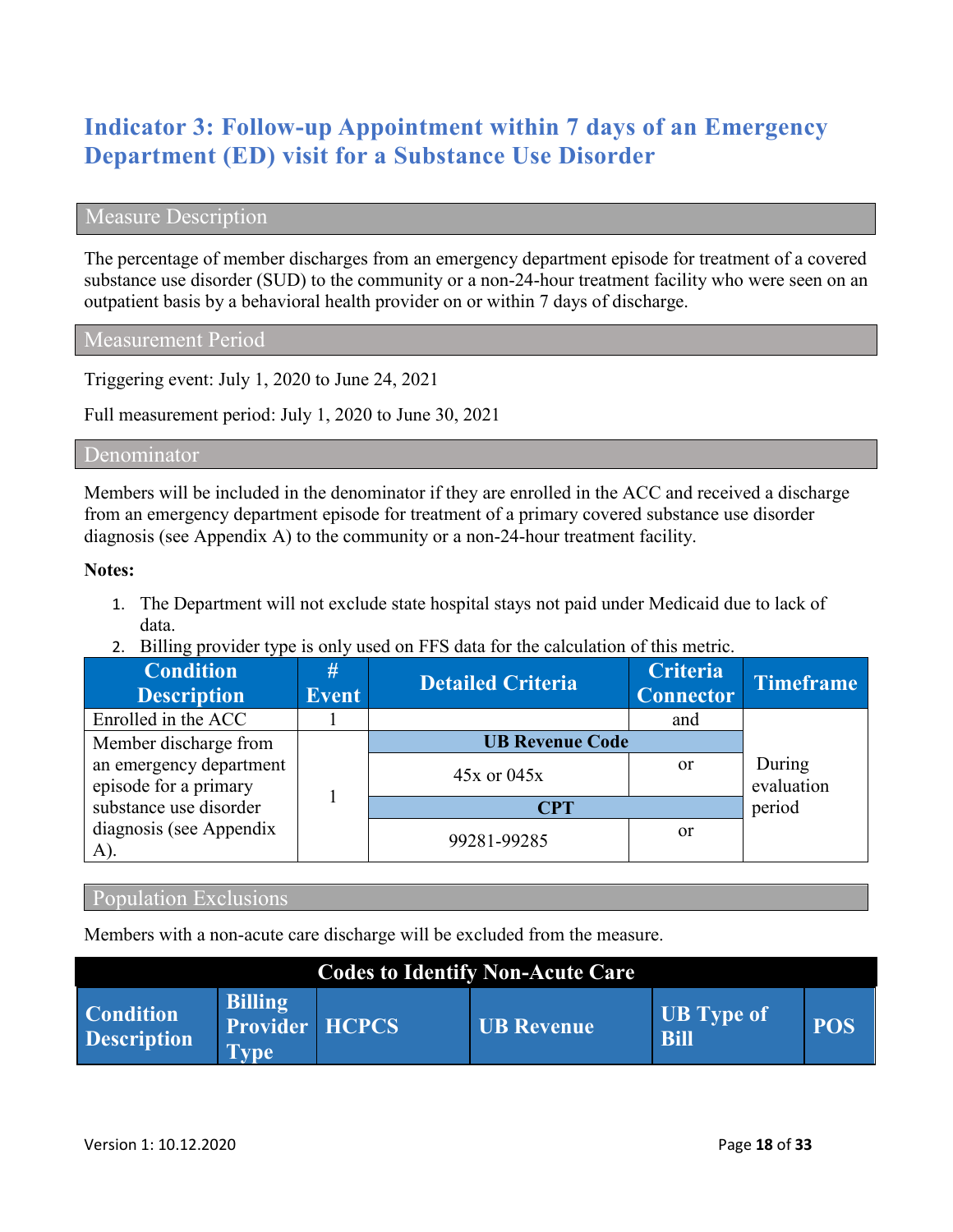# Indicator 3: Follow-up Appointment within 7 days of an Emergency Department (ED) visit for a Substance Use Disorder

## Measure Description

The percentage of member discharges from an emergency department episode for treatment of a covered substance use disorder (SUD) to the community or a non-24-hour treatment facility who were seen on an outpatient basis by a behavioral health provider on or within 7 days of discharge.

## Measurement Period

Triggering event: July 1, 2020 to June 24, 2021

Full measurement period: July 1, 2020 to June 30, 2021

## Denominator

Members will be included in the denominator if they are enrolled in the ACC and received a discharge from an emergency department episode for treatment of a primary covered substance use disorder diagnosis (see Appendix A) to the community or a non-24-hour treatment facility.

**Notes:**

1. The Department will not exclude state hospital stays not paid under Medicaid due to lack of data.
2. Billing provider type is only used on FFS data for the calculation of this metric.

| Condition Description | # Event | Detailed Criteria | Criteria Connector | Timeframe |
|---|---|---|---|---|
| Enrolled in the ACC | 1 | | and | During evaluation period |
| Member discharge from an emergency department episode for a primary substance use disorder diagnosis (see Appendix A). | 1 | **UB Revenue Code** | | |
| | | 45x or 045x | or | |
| | | **CPT** | | |
| | | 99281-99285 | or | |

## Population Exclusions

Members with a non-acute care discharge will be excluded from the measure.

| Codes to Identify Non-Acute Care | | | | | |
|---|---|---|---|---|---|
| **Condition Description** | **Billing Provider Type** | **HCPCS** | **UB Revenue** | **UB Type of Bill** | **POS** |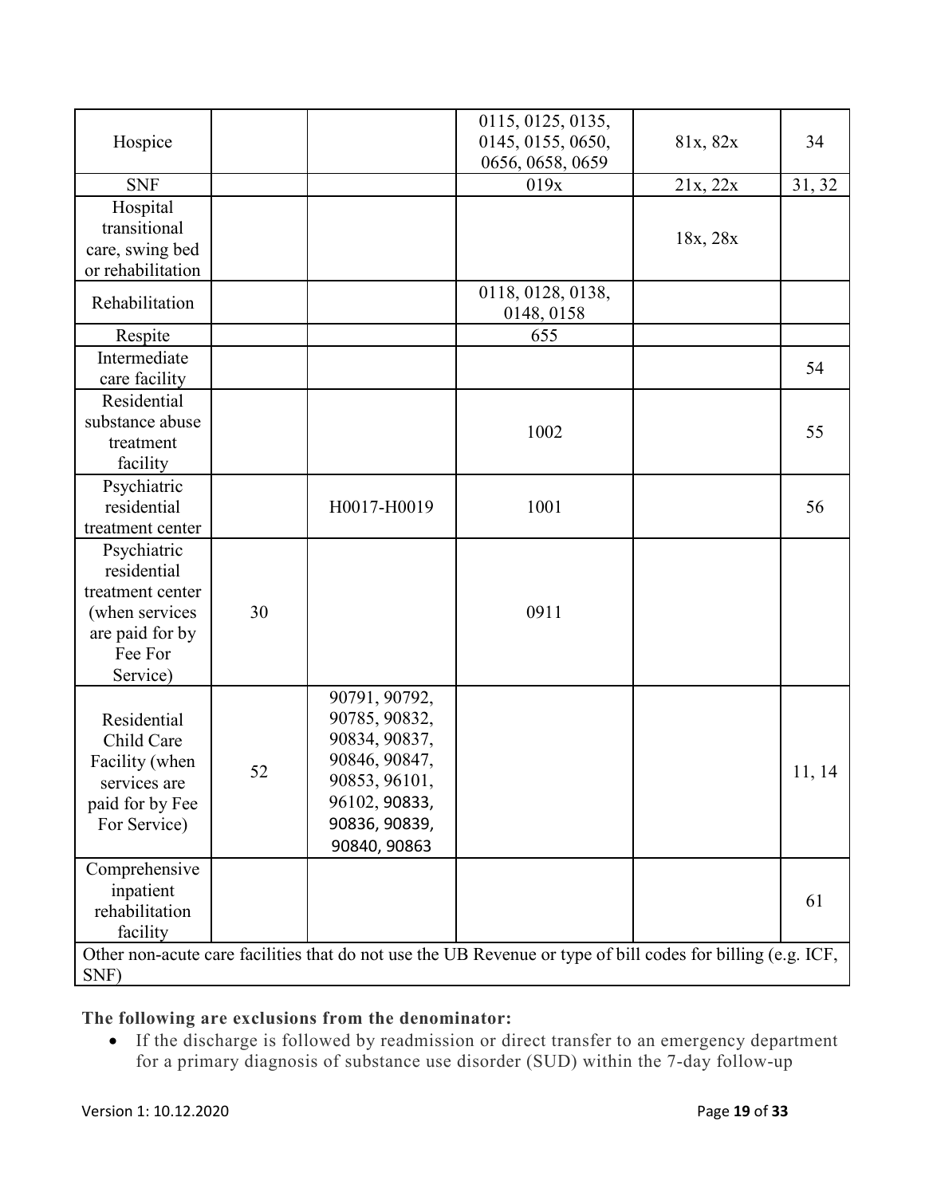| | | | | | |
|---|---|---|---|---|---|
| Hospice | | | 0115, 0125, 0135, 0145, 0155, 0650, 0656, 0658, 0659 | 81x, 82x | 34 |
| SNF | | | 019x | 21x, 22x | 31, 32 |
| Hospital transitional care, swing bed or rehabilitation | | | | 18x, 28x | |
| Rehabilitation | | | 0118, 0128, 0138, 0148, 0158 | | |
| Respite | | | 655 | | |
| Intermediate care facility | | | | | 54 |
| Residential substance abuse treatment facility | | | 1002 | | 55 |
| Psychiatric residential treatment center | | H0017-H0019 | 1001 | | 56 |
| Psychiatric residential treatment center (when services are paid for by Fee For Service) | 30 | | 0911 | | |
| Residential Child Care Facility (when services are paid for by Fee For Service) | 52 | 90791, 90792, 90785, 90832, 90834, 90837, 90846, 90847, 90853, 96101, 96102, 90833, 90836, 90839, 90840, 90863 | | | 11, 14 |
| Comprehensive inpatient rehabilitation facility | | | | | 61 |
| Other non-acute care facilities that do not use the UB Revenue or type of bill codes for billing (e.g. ICF, SNF) | | | | | |

**The following are exclusions from the denominator:**

- If the discharge is followed by readmission or direct transfer to an emergency department for a primary diagnosis of substance use disorder (SUD) within the 7-day follow-up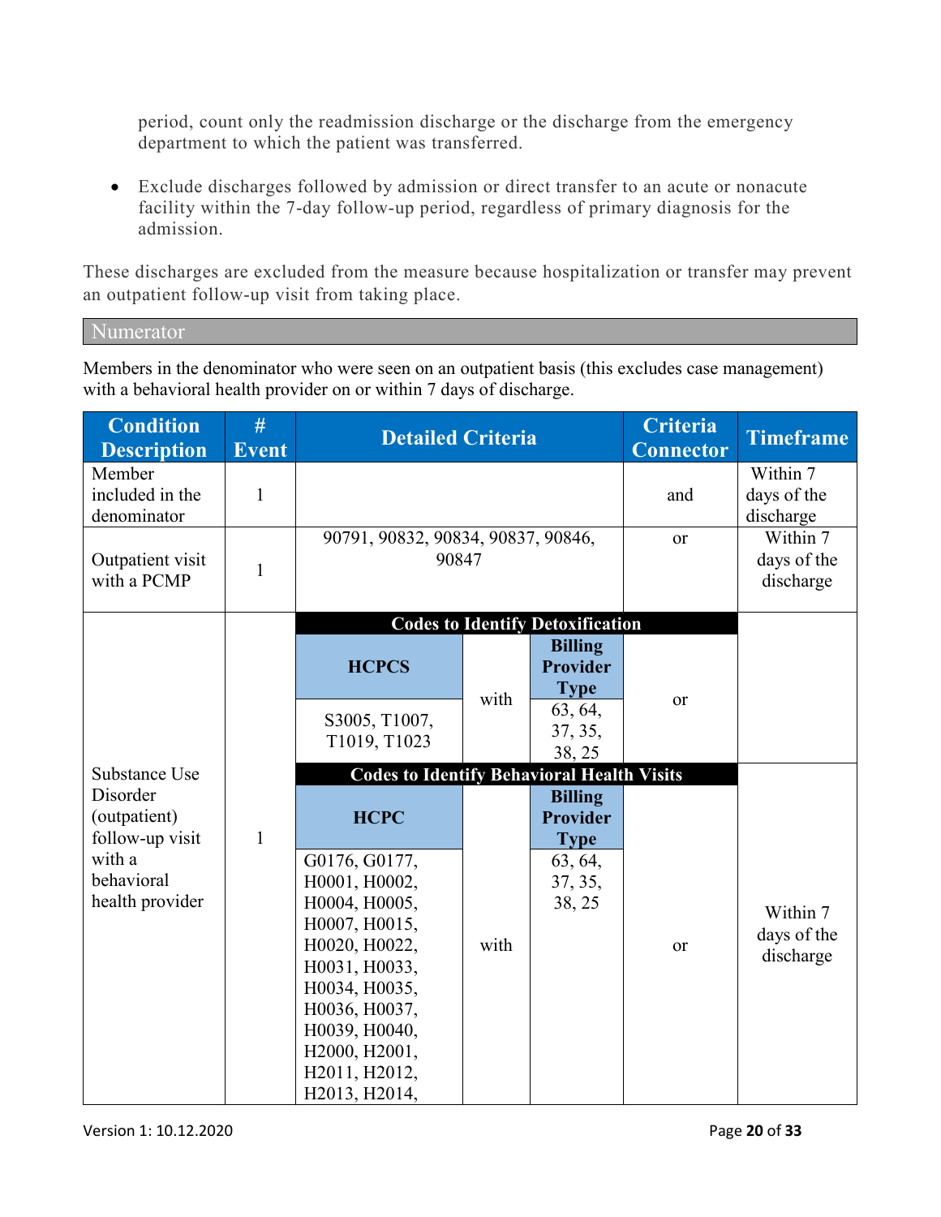period, count only the readmission discharge or the discharge from the emergency department to which the patient was transferred.

- Exclude discharges followed by admission or direct transfer to an acute or nonacute facility within the 7-day follow-up period, regardless of primary diagnosis for the admission.

These discharges are excluded from the measure because hospitalization or transfer may prevent an outpatient follow-up visit from taking place.

## Numerator

Members in the denominator who were seen on an outpatient basis (this excludes case management) with a behavioral health provider on or within 7 days of discharge.

| Condition Description | # Event | Detailed Criteria | | | Criteria Connector | Timeframe |
|---|---|---|---|---|---|---|
| Member included in the denominator | 1 | | | | and | Within 7 days of the discharge |
| Outpatient visit with a PCMP | 1 | 90791, 90832, 90834, 90837, 90846, 90847 | | | or | Within 7 days of the discharge |
| Substance Use Disorder (outpatient) follow-up visit with a behavioral health provider | 1 | **Codes to Identify Detoxification** | | | | |
| | | **HCPCS** | with | **Billing Provider Type** | or | |
| | | S3005, T1007, T1019, T1023 | | 63, 64, 37, 35, 38, 25 | | |
| | | **Codes to Identify Behavioral Health Visits** | | | | |
| | | **HCPC** | with | **Billing Provider Type** | or | Within 7 days of the discharge |
| | | G0176, G0177, H0001, H0002, H0004, H0005, H0007, H0015, H0020, H0022, H0031, H0033, H0034, H0035, H0036, H0037, H0039, H0040, H2000, H2001, H2011, H2012, H2013, H2014, | | 63, 64, 37, 35, 38, 25 | | |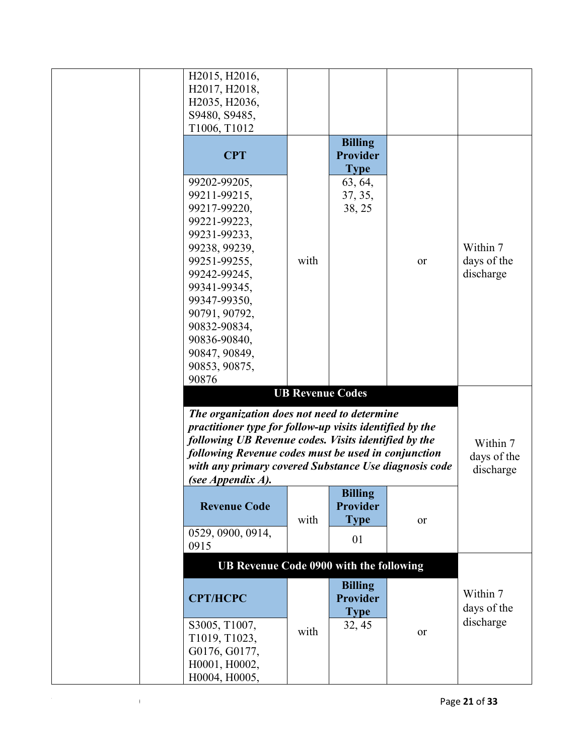| | | | | | | |
|---|---|---|---|---|---|---|
| | | H2015, H2016, H2017, H2018, H2035, H2036, S9480, S9485, T1006, T1012 | | | | |
| | | **CPT** | with | **Billing Provider Type** | or | Within 7 days of the discharge |
| | | 99202-99205, 99211-99215, 99217-99220, 99221-99223, 99231-99233, 99238, 99239, 99251-99255, 99242-99245, 99341-99345, 99347-99350, 90791, 90792, 90832-90834, 90836-90840, 90847, 90849, 90853, 90875, 90876 | | 63, 64, 37, 35, 38, 25 | | |
| | | **UB Revenue Codes** | | | | Within 7 days of the discharge |
| | | ***The organization does not need to determine practitioner type for follow-up visits identified by the following UB Revenue codes. Visits identified by the following Revenue codes must be used in conjunction with any primary covered Substance Use diagnosis code (see Appendix A).*** | | | | |
| | | **Revenue Code** | with | **Billing Provider Type** | or | |
| | | 0529, 0900, 0914, 0915 | | 01 | | |
| | | **UB Revenue Code 0900 with the following** | | | | Within 7 days of the discharge |
| | | **CPT/HCPC** | with | **Billing Provider Type** | or | |
| | | S3005, T1007, T1019, T1023, G0176, G0177, H0001, H0002, H0004, H0005, | | 32, 45 | | |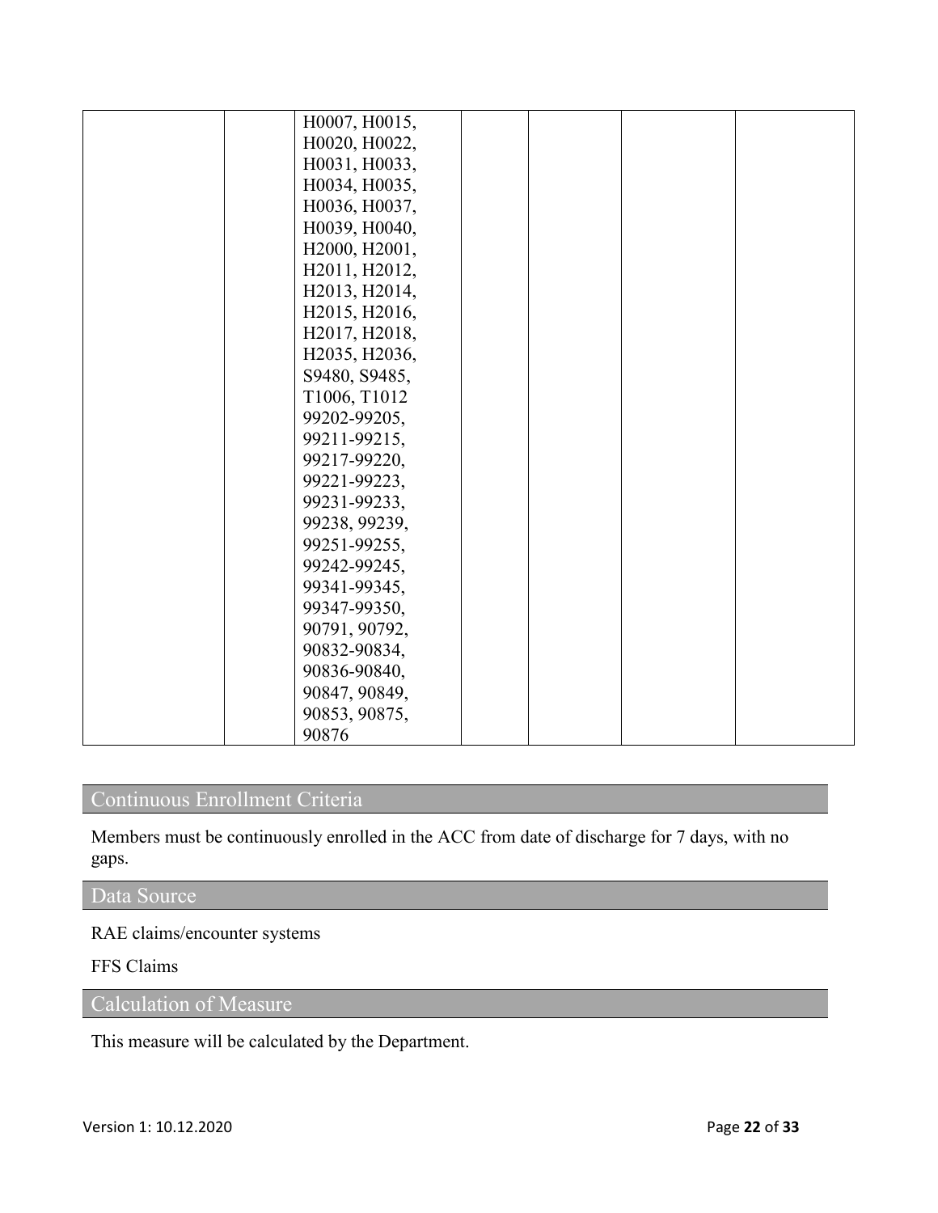| | | | | | | |
|---|---|---|---|---|---|---|
| | | H0007, H0015, H0020, H0022, H0031, H0033, H0034, H0035, H0036, H0037, H0039, H0040, H2000, H2001, H2011, H2012, H2013, H2014, H2015, H2016, H2017, H2018, H2035, H2036, S9480, S9485, T1006, T1012 99202-99205, 99211-99215, 99217-99220, 99221-99223, 99231-99233, 99238, 99239, 99251-99255, 99242-99245, 99341-99345, 99347-99350, 90791, 90792, 90832-90834, 90836-90840, 90847, 90849, 90853, 90875, 90876 | | | | |

## Continuous Enrollment Criteria

Members must be continuously enrolled in the ACC from date of discharge for 7 days, with no gaps.

## Data Source

RAE claims/encounter systems

FFS Claims

## Calculation of Measure

This measure will be calculated by the Department.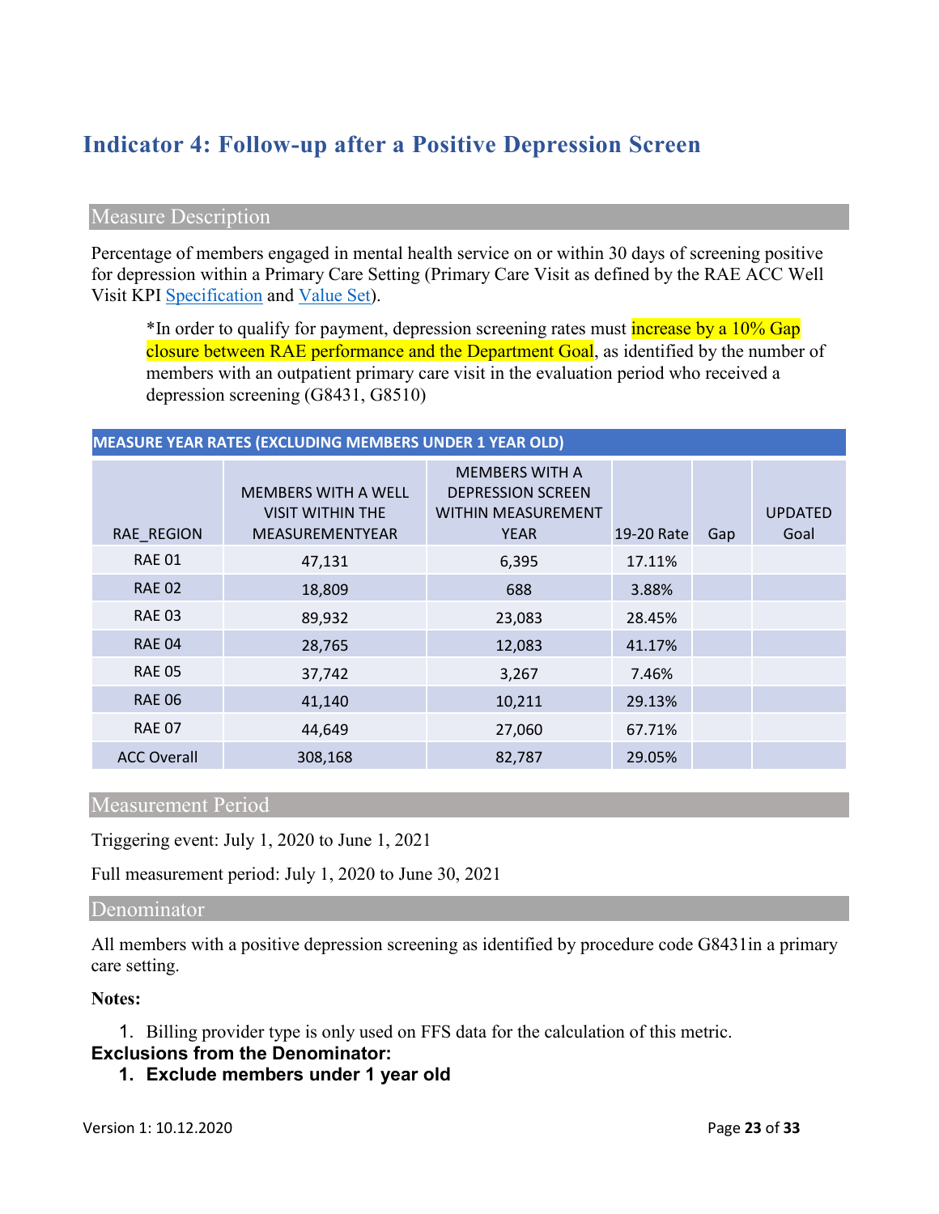# Indicator 4: Follow-up after a Positive Depression Screen

## Measure Description

Percentage of members engaged in mental health service on or within 30 days of screening positive for depression within a Primary Care Setting (Primary Care Visit as defined by the RAE ACC Well Visit KPI Specification and Value Set).

> *In order to qualify for payment, depression screening rates must increase by a 10% Gap closure between RAE performance and the Department Goal, as identified by the number of members with an outpatient primary care visit in the evaluation period who received a depression screening (G8431, G8510)

**MEASURE YEAR RATES (EXCLUDING MEMBERS UNDER 1 YEAR OLD)**

| RAE_REGION | MEMBERS WITH A WELL VISIT WITHIN THE MEASUREMENTYEAR | MEMBERS WITH A DEPRESSION SCREEN WITHIN MEASUREMENT YEAR | 19-20 Rate | Gap | UPDATED Goal |
|---|---|---|---|---|---|
| RAE 01 | 47,131 | 6,395 | 17.11% | | |
| RAE 02 | 18,809 | 688 | 3.88% | | |
| RAE 03 | 89,932 | 23,083 | 28.45% | | |
| RAE 04 | 28,765 | 12,083 | 41.17% | | |
| RAE 05 | 37,742 | 3,267 | 7.46% | | |
| RAE 06 | 41,140 | 10,211 | 29.13% | | |
| RAE 07 | 44,649 | 27,060 | 67.71% | | |
| ACC Overall | 308,168 | 82,787 | 29.05% | | |

## Measurement Period

Triggering event: July 1, 2020 to June 1, 2021

Full measurement period: July 1, 2020 to June 30, 2021

## Denominator

All members with a positive depression screening as identified by procedure code G8431in a primary care setting.

**Notes:**

1. Billing provider type is only used on FFS data for the calculation of this metric.

**Exclusions from the Denominator:**

1. **Exclude members under 1 year old**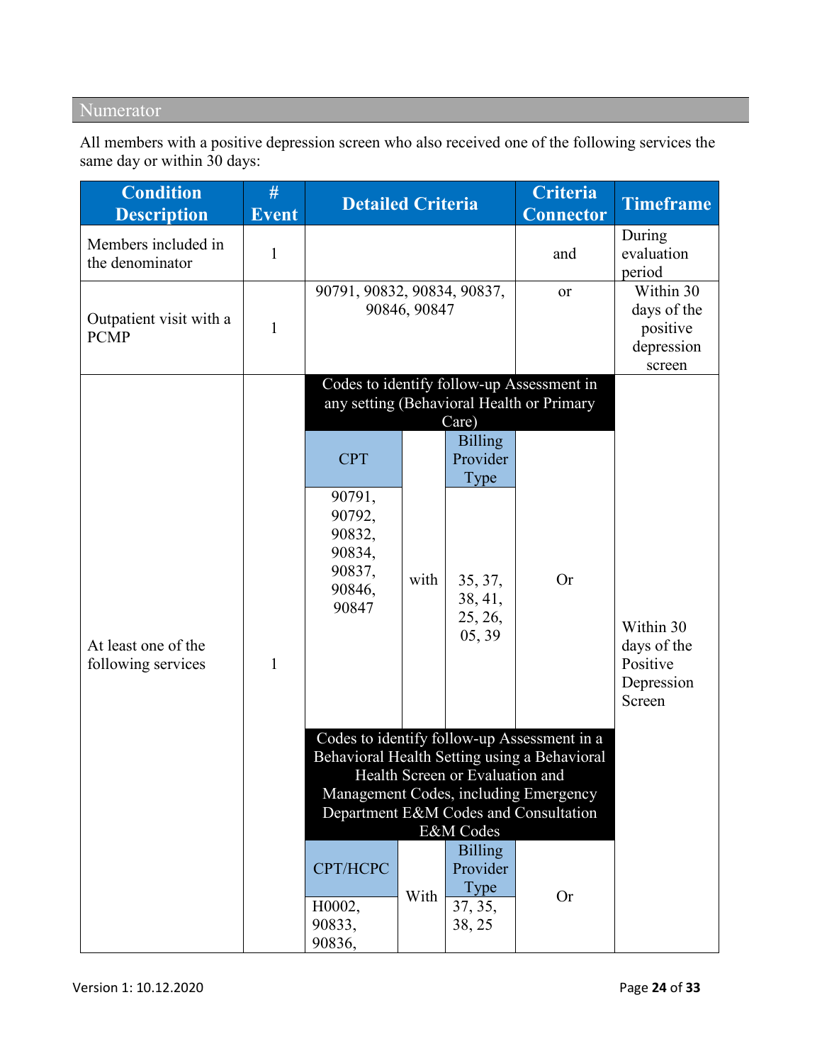## Numerator

All members with a positive depression screen who also received one of the following services the same day or within 30 days:

| Condition Description | # Event | Detailed Criteria | | | Criteria Connector | Timeframe |
|---|---|---|---|---|---|---|
| Members included in the denominator | 1 | | | | and | During evaluation period |
| Outpatient visit with a PCMP | 1 | 90791, 90832, 90834, 90837, 90846, 90847 | | | or | Within 30 days of the positive depression screen |
| At least one of the following services | 1 | **Codes to identify follow-up Assessment in any setting (Behavioral Health or Primary Care)** | | | | Within 30 days of the Positive Depression Screen |
| | | CPT | | Billing Provider Type | | |
| | | 90791, 90792, 90832, 90834, 90837, 90846, 90847 | with | 35, 37, 38, 41, 25, 26, 05, 39 | Or | |
| | | **Codes to identify follow-up Assessment in a Behavioral Health Setting using a Behavioral Health Screen or Evaluation and Management Codes, including Emergency Department E&M Codes and Consultation E&M Codes** | | | | |
| | | CPT/HCPC | | Billing Provider Type | | |
| | | H0002, 90833, 90836, | With | 37, 35, 38, 25 | Or | |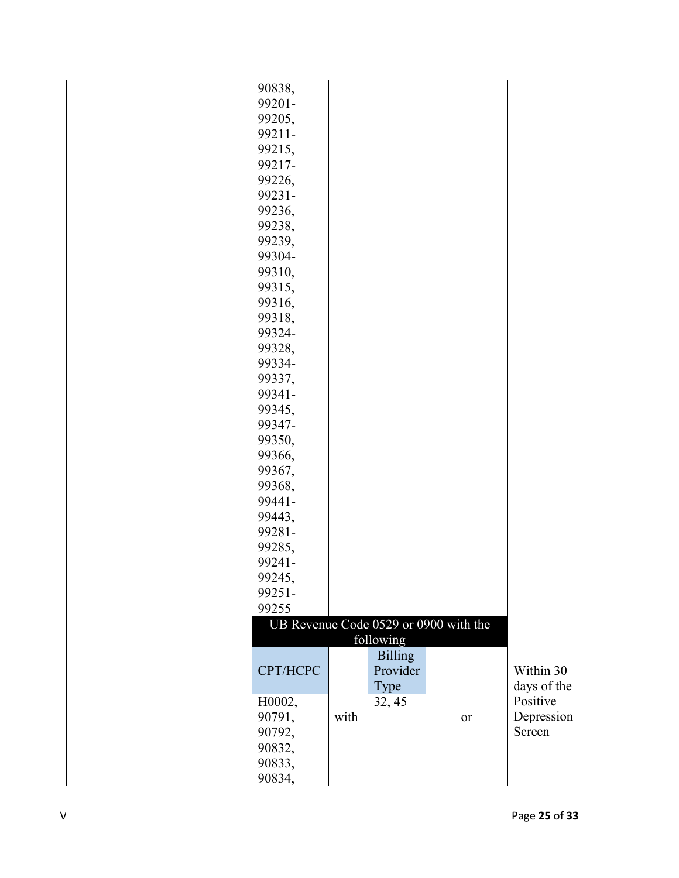| | | | | | | |
|---|---|---|---|---|---|---|
| | | 90838, 99201-99205, 99211-99215, 99217-99226, 99231-99236, 99238, 99239, 99304-99310, 99315, 99316, 99318, 99324-99328, 99334-99337, 99341-99345, 99347-99350, 99366, 99367, 99368, 99441-99443, 99281-99285, 99241-99245, 99251-99255 | | | | |
| | | UB Revenue Code 0529 or 0900 with the following | | | | Within 30 days of the Positive Depression Screen |
| | | CPT/HCPC | | Billing Provider Type | | |
| | | H0002, 90791, 90792, 90832, 90833, 90834, | with | 32, 45 | or | |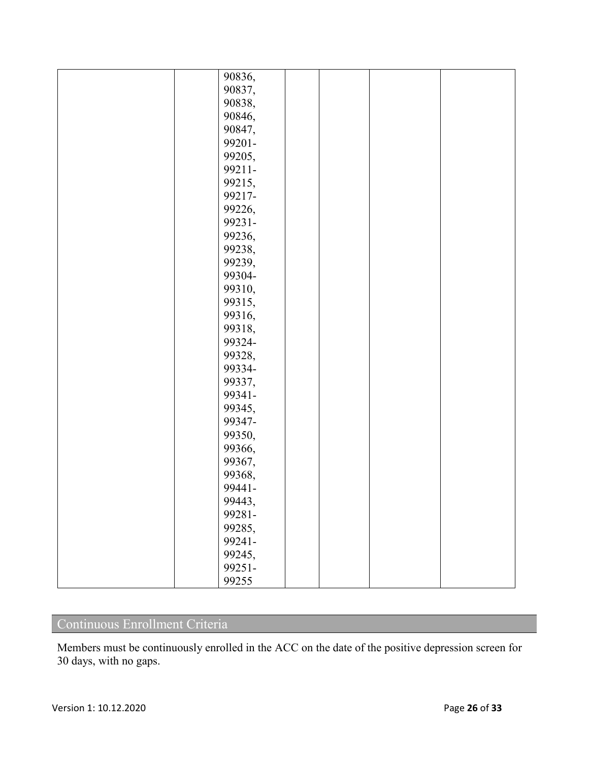| | | | | | | |
|---|---|---|---|---|---|---|
| | | 90836, 90837, 90838, 90846, 90847, 99201-99205, 99211-99215, 99217-99226, 99231-99236, 99238, 99239, 99304-99310, 99315, 99316, 99318, 99324-99328, 99334-99337, 99341-99345, 99347-99350, 99366, 99367, 99368, 99441-99443, 99281-99285, 99241-99245, 99251-99255 | | | | |

## Continuous Enrollment Criteria

Members must be continuously enrolled in the ACC on the date of the positive depression screen for 30 days, with no gaps.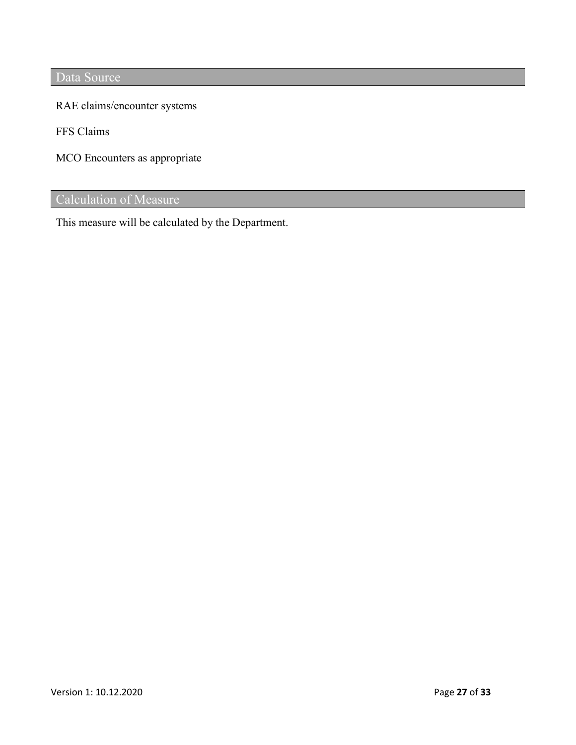## Data Source

RAE claims/encounter systems

FFS Claims

MCO Encounters as appropriate

## Calculation of Measure

This measure will be calculated by the Department.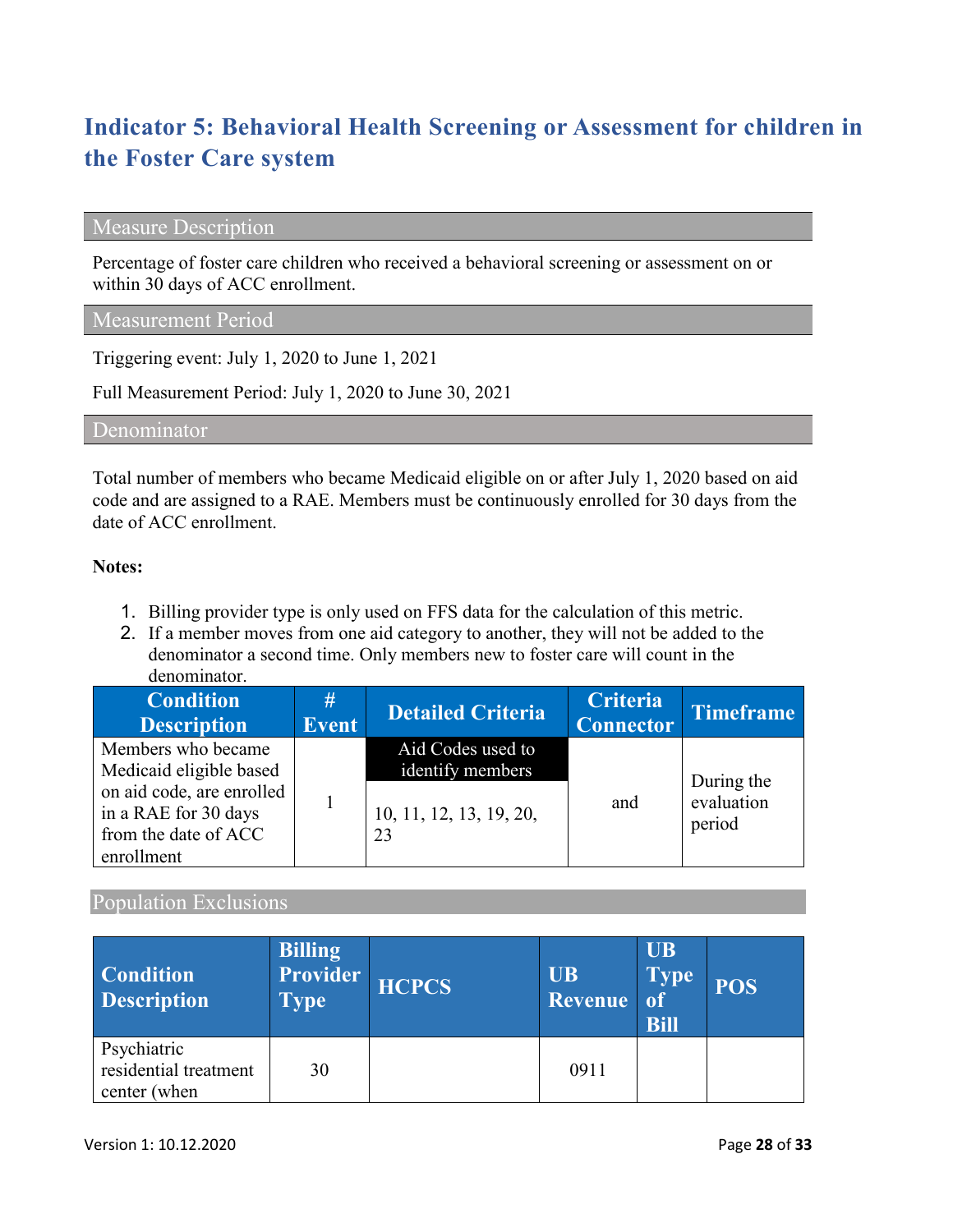## Indicator 5: Behavioral Health Screening or Assessment for children in the Foster Care system

### Measure Description

Percentage of foster care children who received a behavioral screening or assessment on or within 30 days of ACC enrollment.

### Measurement Period

Triggering event: July 1, 2020 to June 1, 2021

Full Measurement Period: July 1, 2020 to June 30, 2021

### Denominator

Total number of members who became Medicaid eligible on or after July 1, 2020 based on aid code and are assigned to a RAE. Members must be continuously enrolled for 30 days from the date of ACC enrollment.

**Notes:**

1. Billing provider type is only used on FFS data for the calculation of this metric.
2. If a member moves from one aid category to another, they will not be added to the denominator a second time. Only members new to foster care will count in the denominator.

| Condition Description | # Event | Detailed Criteria | Criteria Connector | Timeframe |
|---|---|---|---|---|
| Members who became Medicaid eligible based on aid code, are enrolled in a RAE for 30 days from the date of ACC enrollment | 1 | **Aid Codes used to identify members**<br>10, 11, 12, 13, 19, 20, 23 | and | During the evaluation period |

### Population Exclusions

| Condition Description | Billing Provider Type | HCPCS | UB Revenue | UB Type of Bill | POS |
|---|---|---|---|---|---|
| Psychiatric residential treatment center (when | 30 | | 0911 | | |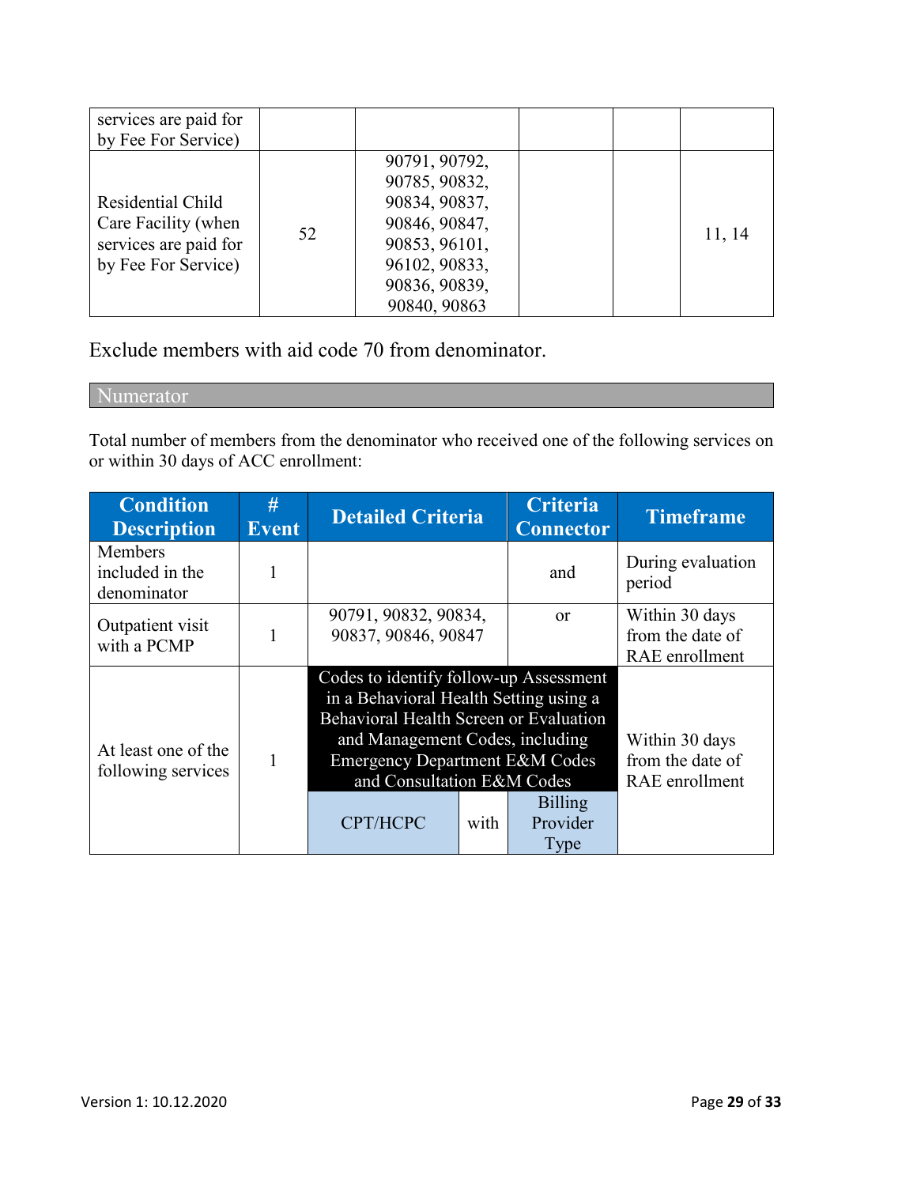| | | | | | |
|---|---|---|---|---|---|
| services are paid for by Fee For Service) | | | | | |
| Residential Child Care Facility (when services are paid for by Fee For Service) | 52 | 90791, 90792, 90785, 90832, 90834, 90837, 90846, 90847, 90853, 96101, 96102, 90833, 90836, 90839, 90840, 90863 | | | 11, 14 |

Exclude members with aid code 70 from denominator.

## Numerator

Total number of members from the denominator who received one of the following services on or within 30 days of ACC enrollment:

| Condition Description | # Event | Detailed Criteria | | Criteria Connector | Timeframe |
|---|---|---|---|---|---|
| Members included in the denominator | 1 | | | and | During evaluation period |
| Outpatient visit with a PCMP | 1 | 90791, 90832, 90834, 90837, 90846, 90847 | | or | Within 30 days from the date of RAE enrollment |
| At least one of the following services | 1 | Codes to identify follow-up Assessment in a Behavioral Health Setting using a Behavioral Health Screen or Evaluation and Management Codes, including Emergency Department E&M Codes and Consultation E&M Codes | | | Within 30 days from the date of RAE enrollment |
| | | CPT/HCPC | with | Billing Provider Type | |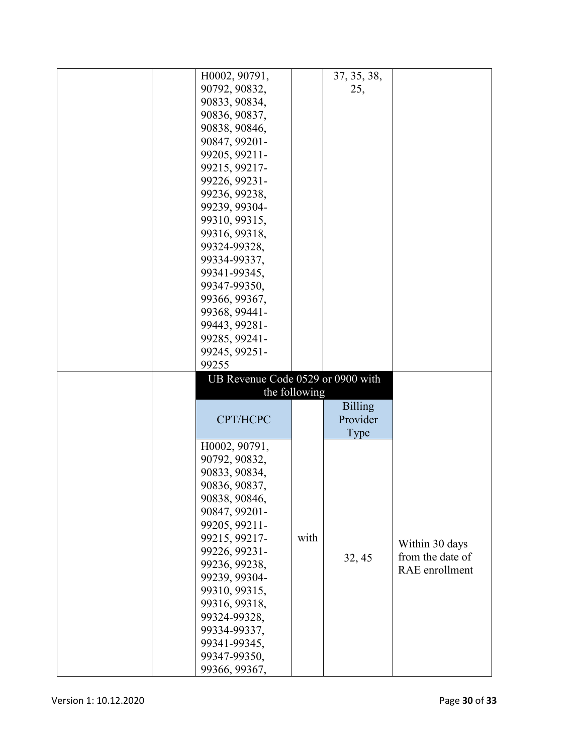| | | | | | |
|---|---|---|---|---|---|
| | | H0002, 90791, 90792, 90832, 90833, 90834, 90836, 90837, 90838, 90846, 90847, 99201-99205, 99211-99215, 99217-99226, 99231-99236, 99238, 99239, 99304-99310, 99315, 99316, 99318, 99324-99328, 99334-99337, 99341-99345, 99347-99350, 99366, 99367, 99368, 99441-99443, 99281-99285, 99241-99245, 99251-99255 | | 37, 35, 38, 25, | |
| | | UB Revenue Code 0529 or 0900 with the following | | | |
| | | CPT/HCPC | | Billing Provider Type | |
| | | H0002, 90791, 90792, 90832, 90833, 90834, 90836, 90837, 90838, 90846, 90847, 99201-99205, 99211-99215, 99217-99226, 99231-99236, 99238, 99239, 99304-99310, 99315, 99316, 99318, 99324-99328, 99334-99337, 99341-99345, 99347-99350, 99366, 99367, | with | 32, 45 | Within 30 days from the date of RAE enrollment |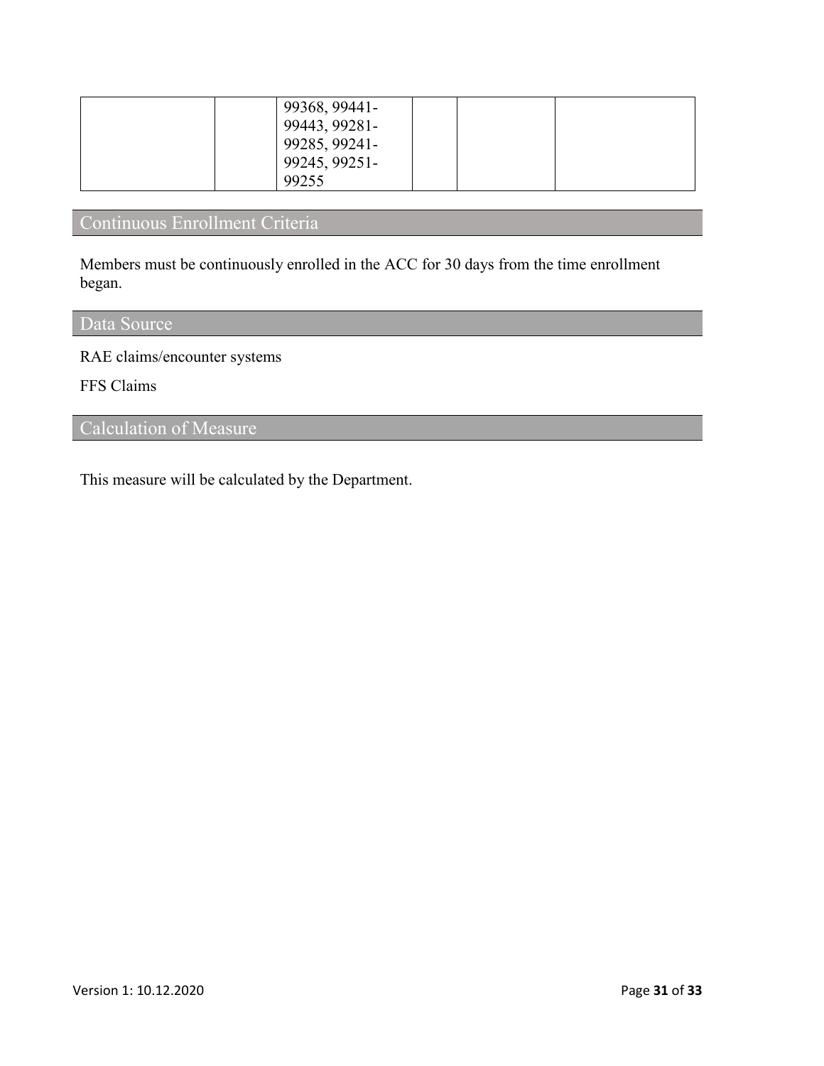| | | 99368, 99441-99443, 99281-99285, 99241-99245, 99251-99255 | | | |
|---|---|---|---|---|---|

## Continuous Enrollment Criteria

Members must be continuously enrolled in the ACC for 30 days from the time enrollment began.

## Data Source

RAE claims/encounter systems

FFS Claims

## Calculation of Measure

This measure will be calculated by the Department.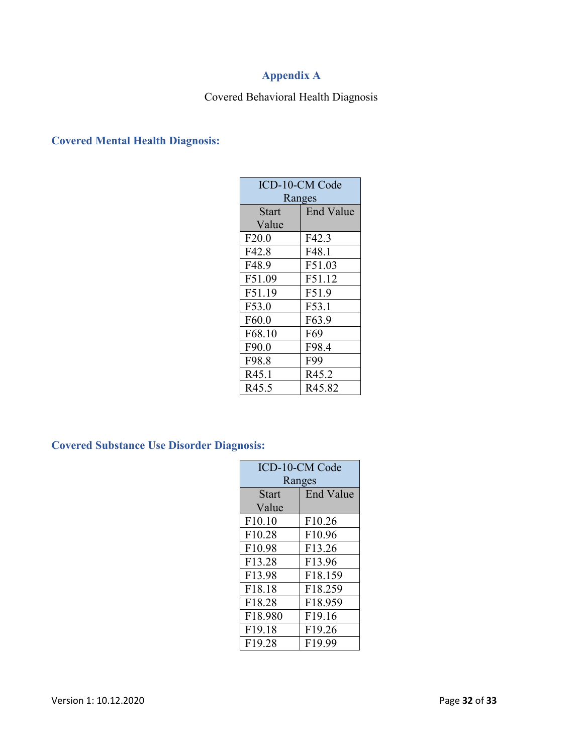# Appendix A

Covered Behavioral Health Diagnosis

## Covered Mental Health Diagnosis:

| ICD-10-CM Code Ranges | |
|---|---|
| Start Value | End Value |
| F20.0 | F42.3 |
| F42.8 | F48.1 |
| F48.9 | F51.03 |
| F51.09 | F51.12 |
| F51.19 | F51.9 |
| F53.0 | F53.1 |
| F60.0 | F63.9 |
| F68.10 | F69 |
| F90.0 | F98.4 |
| F98.8 | F99 |
| R45.1 | R45.2 |
| R45.5 | R45.82 |

## Covered Substance Use Disorder Diagnosis:

| ICD-10-CM Code Ranges | |
|---|---|
| Start Value | End Value |
| F10.10 | F10.26 |
| F10.28 | F10.96 |
| F10.98 | F13.26 |
| F13.28 | F13.96 |
| F13.98 | F18.159 |
| F18.18 | F18.259 |
| F18.28 | F18.959 |
| F18.980 | F19.16 |
| F19.18 | F19.26 |
| F19.28 | F19.99 |

Version 1: 10.12.2020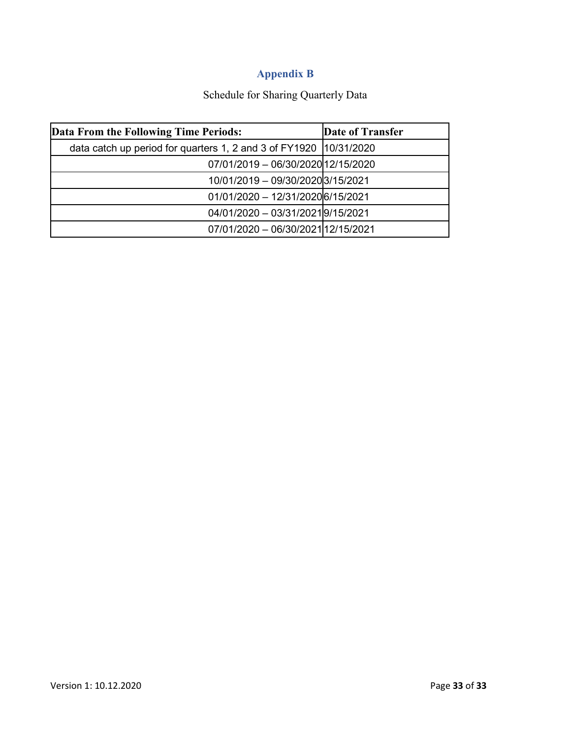# Appendix B

Schedule for Sharing Quarterly Data

| Data From the Following Time Periods: | Date of Transfer |
|---|---|
| data catch up period for quarters 1, 2 and 3 of FY1920 | 10/31/2020 |
| 07/01/2019 – 06/30/2020 | 12/15/2020 |
| 10/01/2019 – 09/30/2020 | 3/15/2021 |
| 01/01/2020 – 12/31/2020 | 6/15/2021 |
| 04/01/2020 – 03/31/2021 | 9/15/2021 |
| 07/01/2020 – 06/30/2021 | 12/15/2021 |

Version 1: 10.12.2020